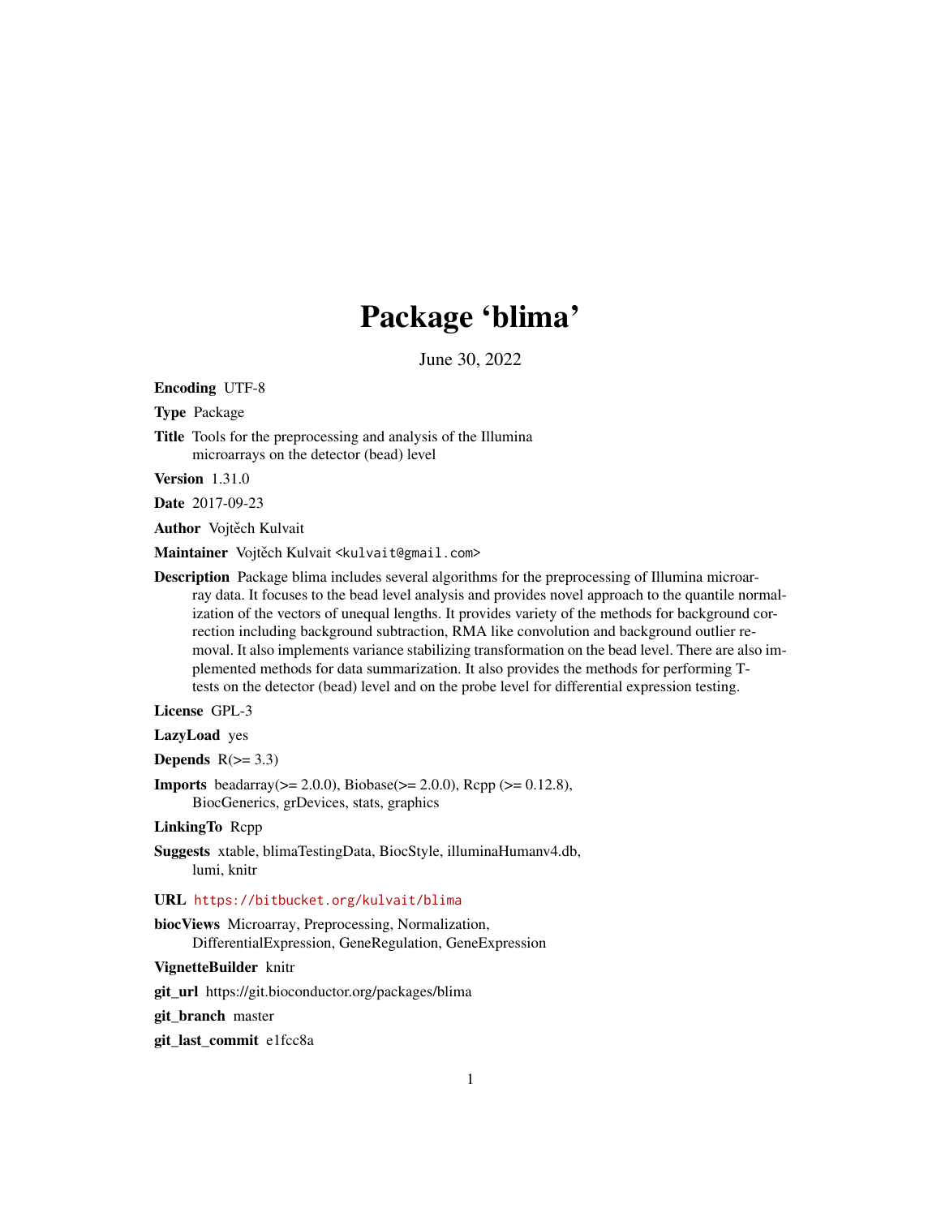# Package 'blima'

June 30, 2022

**Encoding** UTF-8

**Type** Package

**Title** Tools for the preprocessing and analysis of the Illumina microarrays on the detector (bead) level

**Version** 1.31.0

**Date** 2017-09-23

**Author** Vojtěch Kulvait

**Maintainer** Vojtěch Kulvait <kulvait@gmail.com>

**Description** Package blima includes several algorithms for the preprocessing of Illumina microarray data. It focuses to the bead level analysis and provides novel approach to the quantile normalization of the vectors of unequal lengths. It provides variety of the methods for background correction including background subtraction, RMA like convolution and background outlier removal. It also implements variance stabilizing transformation on the bead level. There are also implemented methods for data summarization. It also provides the methods for performing T-tests on the detector (bead) level and on the probe level for differential expression testing.

**License** GPL-3

**LazyLoad** yes

**Depends** R(>= 3.3)

**Imports** beadarray(>= 2.0.0), Biobase(>= 2.0.0), Rcpp (>= 0.12.8), BiocGenerics, grDevices, stats, graphics

**LinkingTo** Rcpp

**Suggests** xtable, blimaTestingData, BiocStyle, illuminaHumanv4.db, lumi, knitr

**URL** https://bitbucket.org/kulvait/blima

**biocViews** Microarray, Preprocessing, Normalization, DifferentialExpression, GeneRegulation, GeneExpression

**VignetteBuilder** knitr

**git_url** https://git.bioconductor.org/packages/blima

**git_branch** master

**git_last_commit** e1fcc8a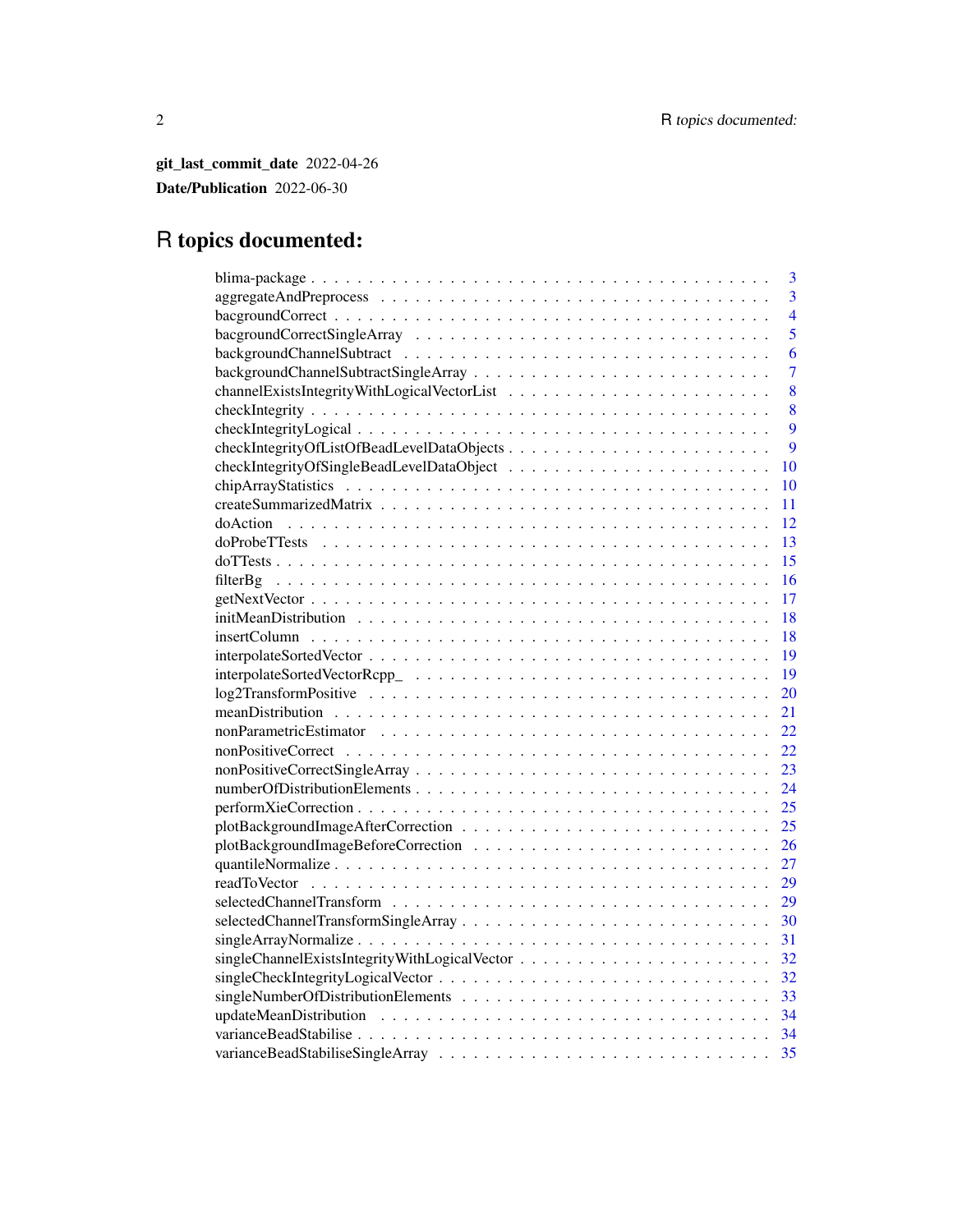**git_last_commit_date** 2022-04-26

**Date/Publication** 2022-06-30

# R topics documented:

| | |
|---|---|
| blima-package | 3 |
| aggregateAndPreprocess | 3 |
| bacgroundCorrect | 4 |
| bacgroundCorrectSingleArray | 5 |
| backgroundChannelSubtract | 6 |
| backgroundChannelSubtractSingleArray | 7 |
| channelExistsIntegrityWithLogicalVectorList | 8 |
| checkIntegrity | 8 |
| checkIntegrityLogical | 9 |
| checkIntegrityOfListOfBeadLevelDataObjects | 9 |
| checkIntegrityOfSingleBeadLevelDataObject | 10 |
| chipArrayStatistics | 10 |
| createSummarizedMatrix | 11 |
| doAction | 12 |
| doProbeTTests | 13 |
| doTTests | 15 |
| filterBg | 16 |
| getNextVector | 17 |
| initMeanDistribution | 18 |
| insertColumn | 18 |
| interpolateSortedVector | 19 |
| interpolateSortedVectorRcpp_ | 19 |
| log2TransformPositive | 20 |
| meanDistribution | 21 |
| nonParametricEstimator | 22 |
| nonPositiveCorrect | 22 |
| nonPositiveCorrectSingleArray | 23 |
| numberOfDistributionElements | 24 |
| performXieCorrection | 25 |
| plotBackgroundImageAfterCorrection | 25 |
| plotBackgroundImageBeforeCorrection | 26 |
| quantileNormalize | 27 |
| readToVector | 29 |
| selectedChannelTransform | 29 |
| selectedChannelTransformSingleArray | 30 |
| singleArrayNormalize | 31 |
| singleChannelExistsIntegrityWithLogicalVector | 32 |
| singleCheckIntegrityLogicalVector | 32 |
| singleNumberOfDistributionElements | 33 |
| updateMeanDistribution | 34 |
| varianceBeadStabilise | 34 |
| varianceBeadStabiliseSingleArray | 35 |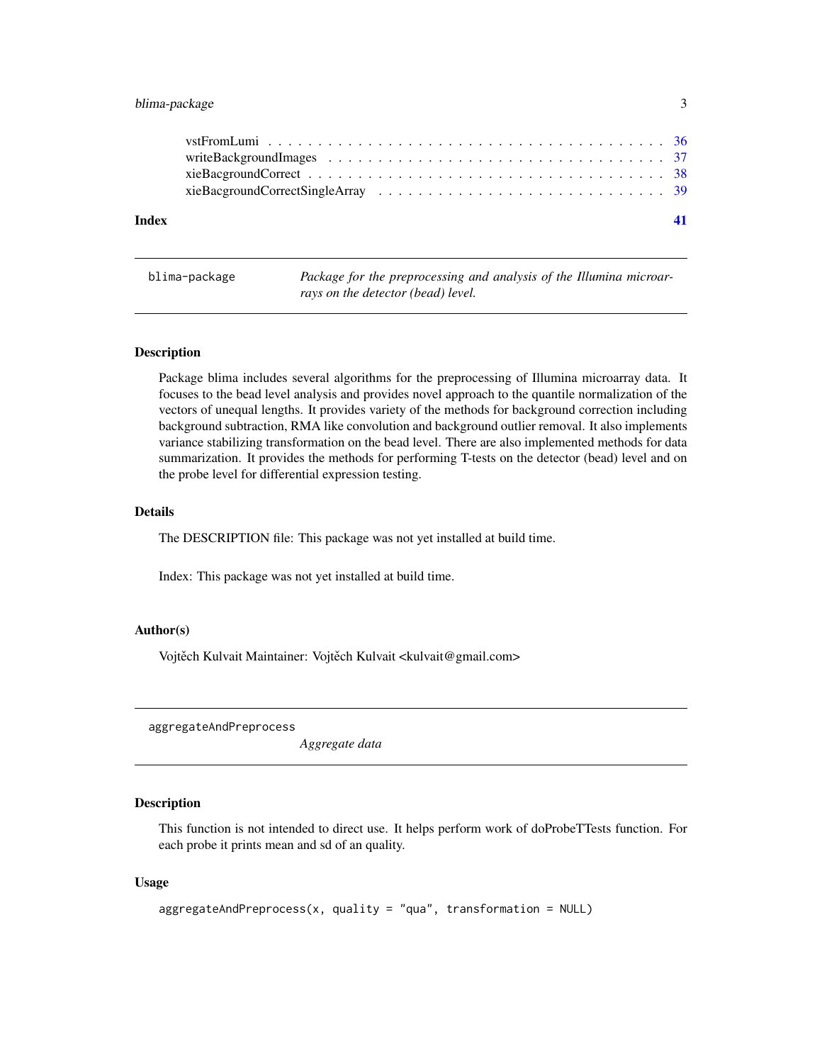vstFromLumi . . . . . . . . . . . . . . . . . . . . . . . . . . . . . . . . . . . . . 36
writeBackgroundImages . . . . . . . . . . . . . . . . . . . . . . . . . . . . . . . . 37
xieBacgroundCorrect . . . . . . . . . . . . . . . . . . . . . . . . . . . . . . . . . . 38
xieBacgroundCorrectSingleArray . . . . . . . . . . . . . . . . . . . . . . . . . . . 39

**Index** **41**

---

`blima-package` *Package for the preprocessing and analysis of the Illumina microarrays on the detector (bead) level.*

---

### Description

Package blima includes several algorithms for the preprocessing of Illumina microarray data. It focuses to the bead level analysis and provides novel approach to the quantile normalization of the vectors of unequal lengths. It provides variety of the methods for background correction including background subtraction, RMA like convolution and background outlier removal. It also implements variance stabilizing transformation on the bead level. There are also implemented methods for data summarization. It provides the methods for performing T-tests on the detector (bead) level and on the probe level for differential expression testing.

### Details

The DESCRIPTION file: This package was not yet installed at build time.

Index: This package was not yet installed at build time.

### Author(s)

Vojtěch Kulvait Maintainer: Vojtěch Kulvait <kulvait@gmail.com>

---

`aggregateAndPreprocess` *Aggregate data*

---

### Description

This function is not intended to direct use. It helps perform work of doProbeTTests function. For each probe it prints mean and sd of an quality.

### Usage

```
aggregateAndPreprocess(x, quality = "qua", transformation = NULL)
```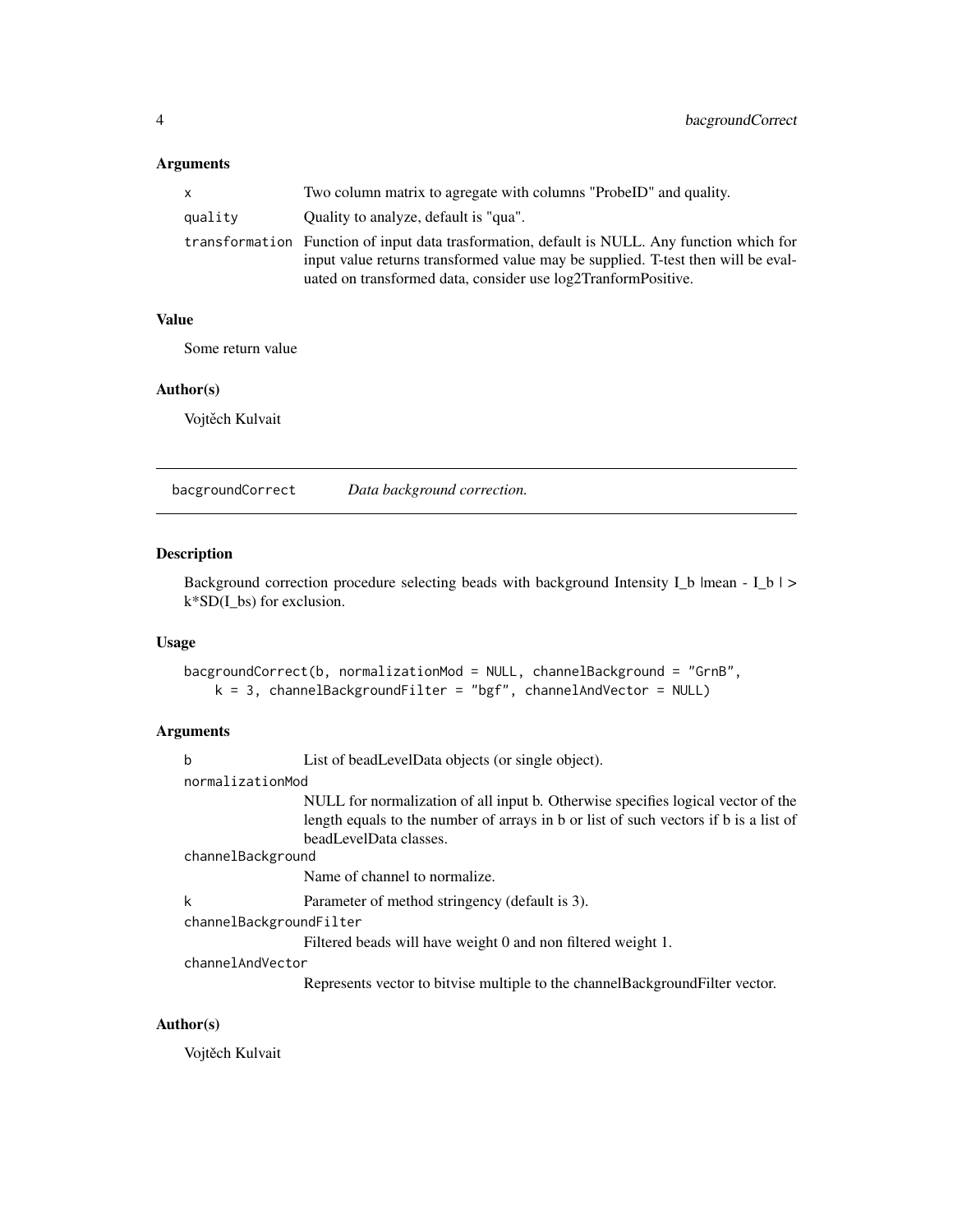### Arguments

| | |
|---|---|
| x | Two column matrix to agregate with columns "ProbeID" and quality. |
| quality | Quality to analyze, default is "qua". |
| transformation | Function of input data trasformation, default is NULL. Any function which for input value returns transformed value may be supplied. T-test then will be evaluated on transformed data, consider use log2TranformPositive. |

### Value

Some return value

### Author(s)

Vojtěch Kulvait

---

## bacgroundCorrect *Data background correction.*

### Description

Background correction procedure selecting beads with background Intensity I_b |mean - I_b | > k*SD(I_bs) for exclusion.

### Usage

```
bacgroundCorrect(b, normalizationMod = NULL, channelBackground = "GrnB",
    k = 3, channelBackgroundFilter = "bgf", channelAndVector = NULL)
```

### Arguments

| | |
|---|---|
| b | List of beadLevelData objects (or single object). |
| normalizationMod | NULL for normalization of all input b. Otherwise specifies logical vector of the length equals to the number of arrays in b or list of such vectors if b is a list of beadLevelData classes. |
| channelBackground | Name of channel to normalize. |
| k | Parameter of method stringency (default is 3). |
| channelBackgroundFilter | Filtered beads will have weight 0 and non filtered weight 1. |
| channelAndVector | Represents vector to bitvise multiple to the channelBackgroundFilter vector. |

### Author(s)

Vojtěch Kulvait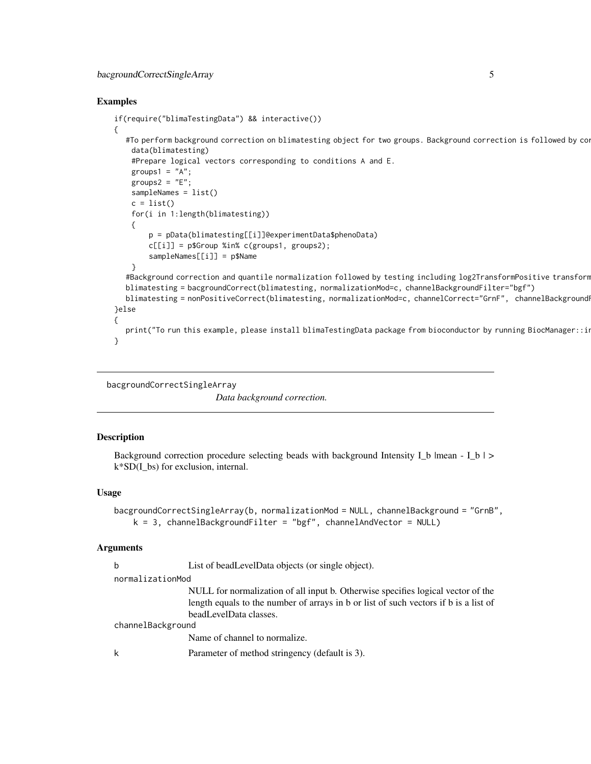### Examples

```
if(require("blimaTestingData") && interactive())
{
   #To perform background correction on blimatesting object for two groups. Background correction is followed by cor
    data(blimatesting)
    #Prepare logical vectors corresponding to conditions A and E.
    groups1 = "A";
    groups2 = "E";
    sampleNames = list()
    c = list()
    for(i in 1:length(blimatesting))
    {
        p = pData(blimatesting[[i]]@experimentData$phenoData)
        c[[i]] = p$Group %in% c(groups1, groups2);
        sampleNames[[i]] = p$Name
    }
   #Background correction and quantile normalization followed by testing including log2TransformPositive transform
   blimatesting = bacgroundCorrect(blimatesting, normalizationMod=c, channelBackgroundFilter="bgf")
   blimatesting = nonPositiveCorrect(blimatesting, normalizationMod=c, channelCorrect="GrnF", channelBackgroundF
}else
{
   print("To run this example, please install blimaTestingData package from bioconductor by running BiocManager::in
}
```

---

bacgroundCorrectSingleArray *Data background correction.*

---

### Description

Background correction procedure selecting beads with background Intensity I_b |mean - I_b | > k*SD(I_bs) for exclusion, internal.

### Usage

```
bacgroundCorrectSingleArray(b, normalizationMod = NULL, channelBackground = "GrnB",
    k = 3, channelBackgroundFilter = "bgf", channelAndVector = NULL)
```

### Arguments

| | |
|---|---|
| b | List of beadLevelData objects (or single object). |
| normalizationMod | NULL for normalization of all input b. Otherwise specifies logical vector of the length equals to the number of arrays in b or list of such vectors if b is a list of beadLevelData classes. |
| channelBackground | Name of channel to normalize. |
| k | Parameter of method stringency (default is 3). |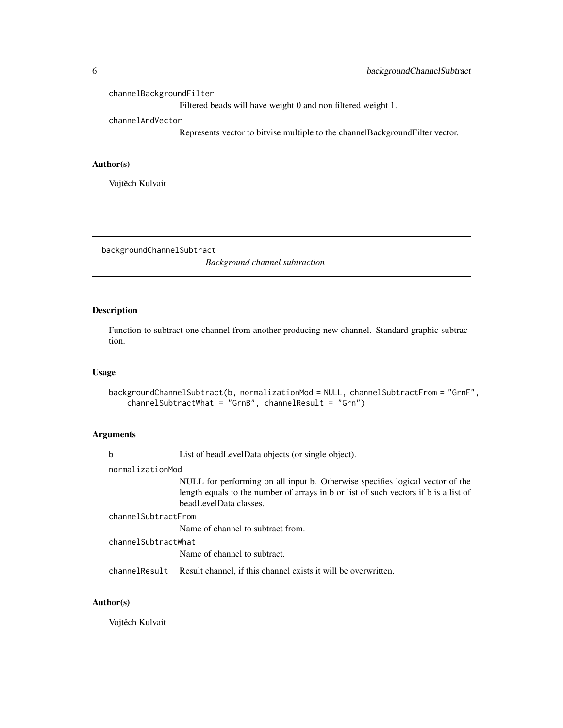channelBackgroundFilter
: Filtered beads will have weight 0 and non filtered weight 1.

channelAndVector
: Represents vector to bitvise multiple to the channelBackgroundFilter vector.

### Author(s)

Vojtěch Kulvait

---

## backgroundChannelSubtract — *Background channel subtraction*

### Description

Function to subtract one channel from another producing new channel. Standard graphic subtraction.

### Usage

```
backgroundChannelSubtract(b, normalizationMod = NULL, channelSubtractFrom = "GrnF",
    channelSubtractWhat = "GrnB", channelResult = "Grn")
```

### Arguments

| | |
|---|---|
| b | List of beadLevelData objects (or single object). |
| normalizationMod | NULL for performing on all input b. Otherwise specifies logical vector of the length equals to the number of arrays in b or list of such vectors if b is a list of beadLevelData classes. |
| channelSubtractFrom | Name of channel to subtract from. |
| channelSubtractWhat | Name of channel to subtract. |
| channelResult | Result channel, if this channel exists it will be overwritten. |

### Author(s)

Vojtěch Kulvait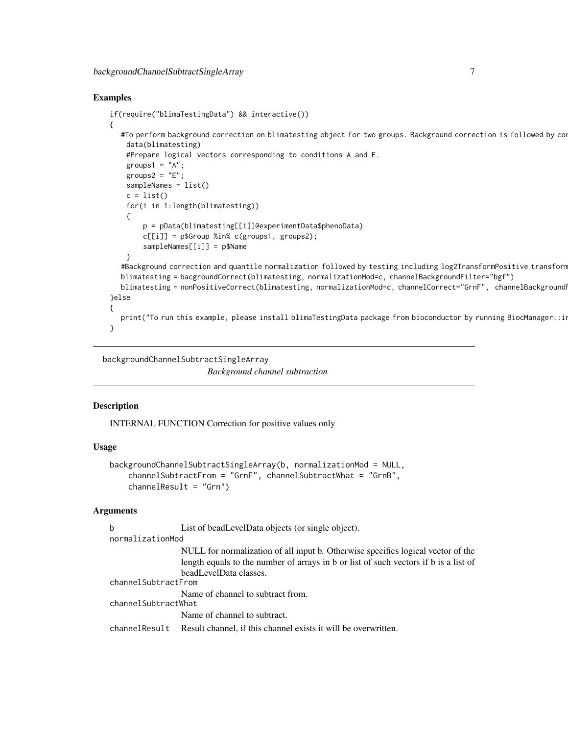## Examples

```
if(require("blimaTestingData") && interactive())
{
   #To perform background correction on blimatesting object for two groups. Background correction is followed by cor
    data(blimatesting)
    #Prepare logical vectors corresponding to conditions A and E.
    groups1 = "A";
    groups2 = "E";
    sampleNames = list()
    c = list()
    for(i in 1:length(blimatesting))
    {
        p = pData(blimatesting[[i]]@experimentData$phenoData)
        c[[i]] = p$Group %in% c(groups1, groups2);
        sampleNames[[i]] = p$Name
    }
   #Background correction and quantile normalization followed by testing including log2TransformPositive transform
   blimatesting = bacgroundCorrect(blimatesting, normalizationMod=c, channelBackgroundFilter="bgf")
   blimatesting = nonPositiveCorrect(blimatesting, normalizationMod=c, channelCorrect="GrnF", channelBackgroundF
}else
{
   print("To run this example, please install blimaTestingData package from bioconductor by running BiocManager::ir
}
```

---

## backgroundChannelSubtractSingleArray

*Background channel subtraction*

---

### Description

INTERNAL FUNCTION Correction for positive values only

### Usage

```
backgroundChannelSubtractSingleArray(b, normalizationMod = NULL,
    channelSubtractFrom = "GrnF", channelSubtractWhat = "GrnB",
    channelResult = "Grn")
```

### Arguments

| | |
|---|---|
| `b` | List of beadLevelData objects (or single object). |
| `normalizationMod` | NULL for normalization of all input b. Otherwise specifies logical vector of the length equals to the number of arrays in b or list of such vectors if b is a list of beadLevelData classes. |
| `channelSubtractFrom` | Name of channel to subtract from. |
| `channelSubtractWhat` | Name of channel to subtract. |
| `channelResult` | Result channel, if this channel exists it will be overwritten. |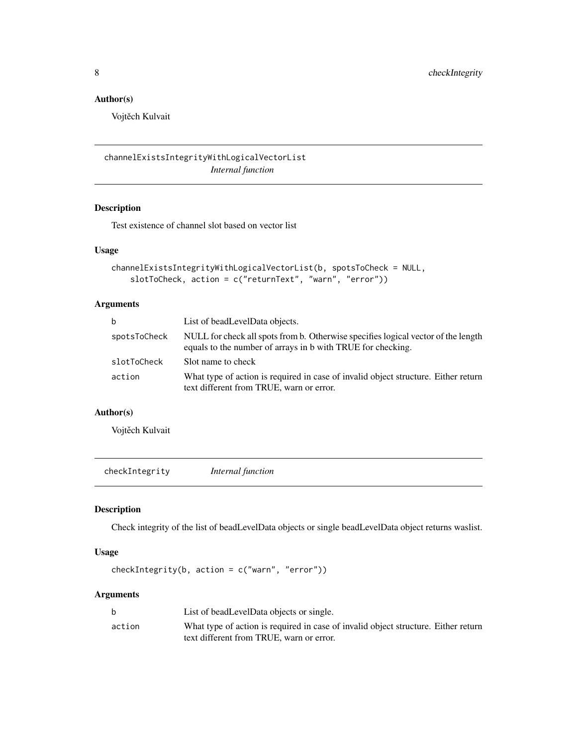## Author(s)

Vojtěch Kulvait

---

## channelExistsIntegrityWithLogicalVectorList *Internal function*

### Description

Test existence of channel slot based on vector list

### Usage

```
channelExistsIntegrityWithLogicalVectorList(b, spotsToCheck = NULL,
    slotToCheck, action = c("returnText", "warn", "error"))
```

### Arguments

| | |
|---|---|
| b | List of beadLevelData objects. |
| spotsToCheck | NULL for check all spots from b. Otherwise specifies logical vector of the length equals to the number of arrays in b with TRUE for checking. |
| slotToCheck | Slot name to check |
| action | What type of action is required in case of invalid object structure. Either return text different from TRUE, warn or error. |

### Author(s)

Vojtěch Kulvait

---

## checkIntegrity *Internal function*

### Description

Check integrity of the list of beadLevelData objects or single beadLevelData object returns waslist.

### Usage

```
checkIntegrity(b, action = c("warn", "error"))
```

### Arguments

| | |
|---|---|
| b | List of beadLevelData objects or single. |
| action | What type of action is required in case of invalid object structure. Either return text different from TRUE, warn or error. |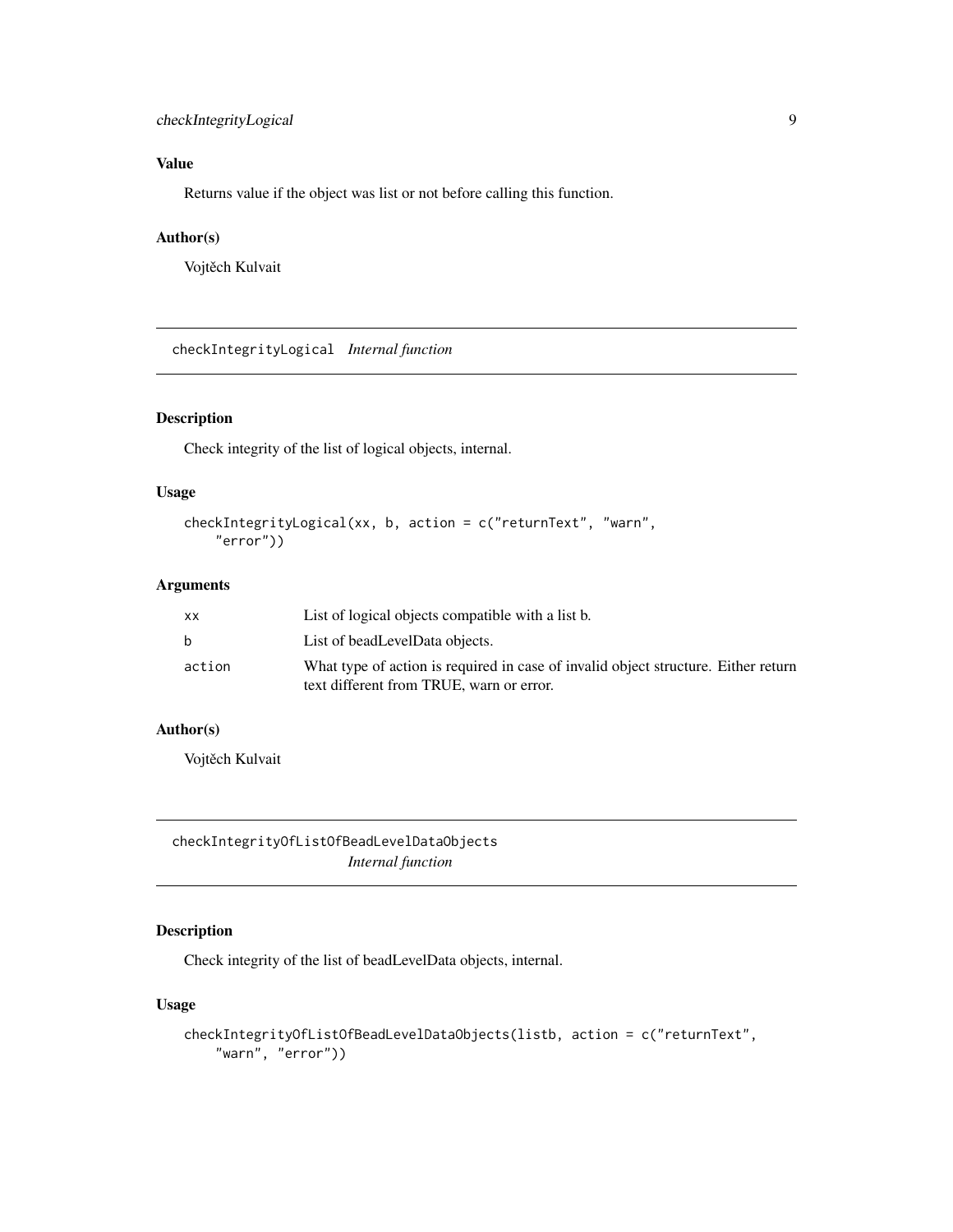### Value

Returns value if the object was list or not before calling this function.

### Author(s)

Vojtěch Kulvait

---

## checkIntegrityLogical *Internal function*

### Description

Check integrity of the list of logical objects, internal.

### Usage

```
checkIntegrityLogical(xx, b, action = c("returnText", "warn",
    "error"))
```

### Arguments

| | |
|---|---|
| xx | List of logical objects compatible with a list b. |
| b | List of beadLevelData objects. |
| action | What type of action is required in case of invalid object structure. Either return text different from TRUE, warn or error. |

### Author(s)

Vojtěch Kulvait

---

## checkIntegrityOfListOfBeadLevelDataObjects *Internal function*

### Description

Check integrity of the list of beadLevelData objects, internal.

### Usage

```
checkIntegrityOfListOfBeadLevelDataObjects(listb, action = c("returnText",
    "warn", "error"))
```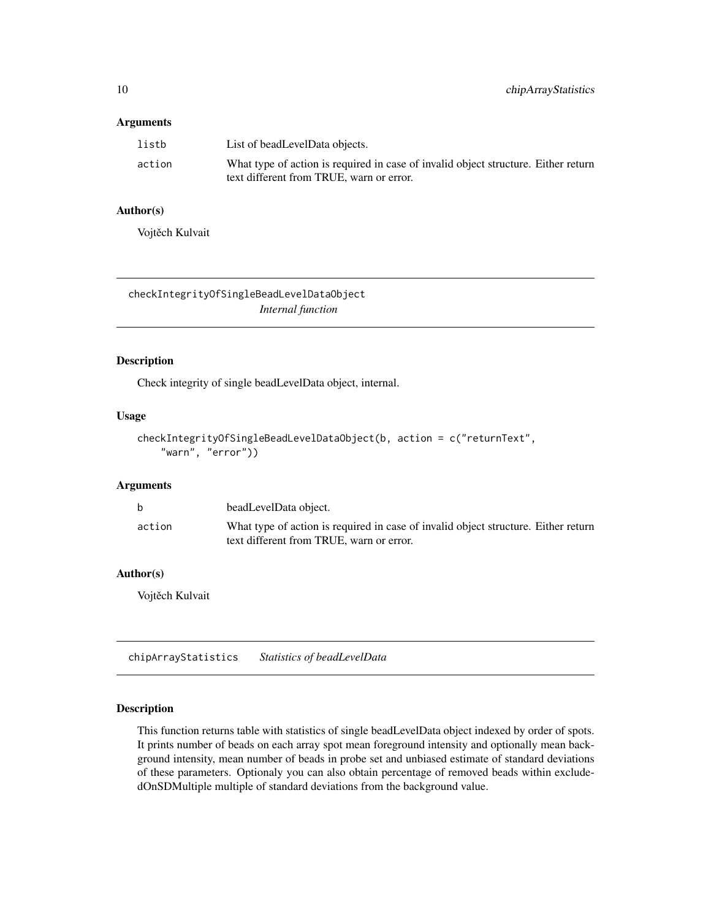### Arguments

| | |
|---|---|
| listb | List of beadLevelData objects. |
| action | What type of action is required in case of invalid object structure. Either return text different from TRUE, warn or error. |

### Author(s)

Vojtěch Kulvait

---

## checkIntegrityOfSingleBeadLevelDataObject

*Internal function*

### Description

Check integrity of single beadLevelData object, internal.

### Usage

```
checkIntegrityOfSingleBeadLevelDataObject(b, action = c("returnText",
    "warn", "error"))
```

### Arguments

| | |
|---|---|
| b | beadLevelData object. |
| action | What type of action is required in case of invalid object structure. Either return text different from TRUE, warn or error. |

### Author(s)

Vojtěch Kulvait

---

## chipArrayStatistics

*Statistics of beadLevelData*

### Description

This function returns table with statistics of single beadLevelData object indexed by order of spots. It prints number of beads on each array spot mean foreground intensity and optionally mean background intensity, mean number of beads in probe set and unbiased estimate of standard deviations of these parameters. Optionaly you can also obtain percentage of removed beads within excludedOnSDMultiple multiple of standard deviations from the background value.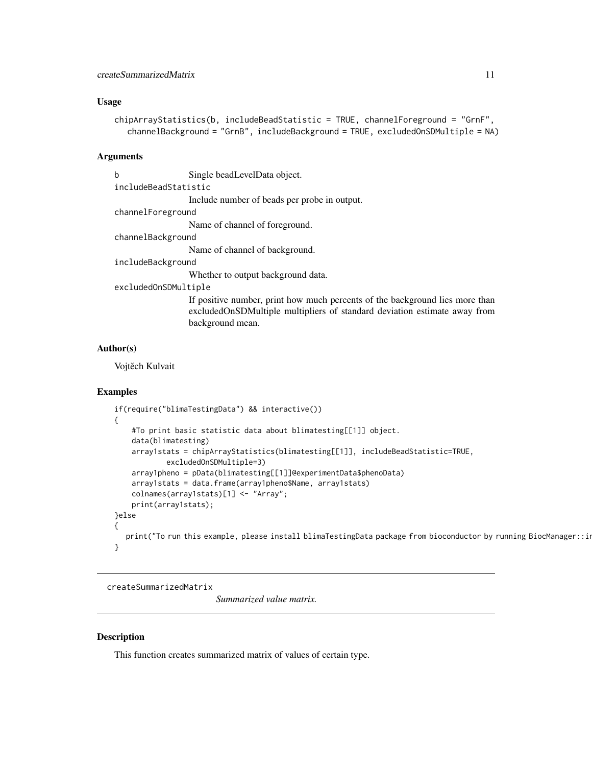## Usage

```
chipArrayStatistics(b, includeBeadStatistic = TRUE, channelForeground = "GrnF",
   channelBackground = "GrnB", includeBackground = TRUE, excludedOnSDMultiple = NA)
```

## Arguments

`b` Single beadLevelData object.

`includeBeadStatistic`
Include number of beads per probe in output.

`channelForeground`
Name of channel of foreground.

`channelBackground`
Name of channel of background.

`includeBackground`
Whether to output background data.

`excludedOnSDMultiple`
If positive number, print how much percents of the background lies more than excludedOnSDMultiple multipliers of standard deviation estimate away from background mean.

## Author(s)

Vojtěch Kulvait

## Examples

```
if(require("blimaTestingData") && interactive())
{
    #To print basic statistic data about blimatesting[[1]] object.
    data(blimatesting)
    array1stats = chipArrayStatistics(blimatesting[[1]], includeBeadStatistic=TRUE,
            excludedOnSDMultiple=3)
    array1pheno = pData(blimatesting[[1]]@experimentData$phenoData)
    array1stats = data.frame(array1pheno$Name, array1stats)
    colnames(array1stats)[1] <- "Array";
    print(array1stats);
}else
{
   print("To run this example, please install blimaTestingData package from bioconductor by running BiocManager::ir
}
```

---

`createSummarizedMatrix` *Summarized value matrix.*

---

## Description

This function creates summarized matrix of values of certain type.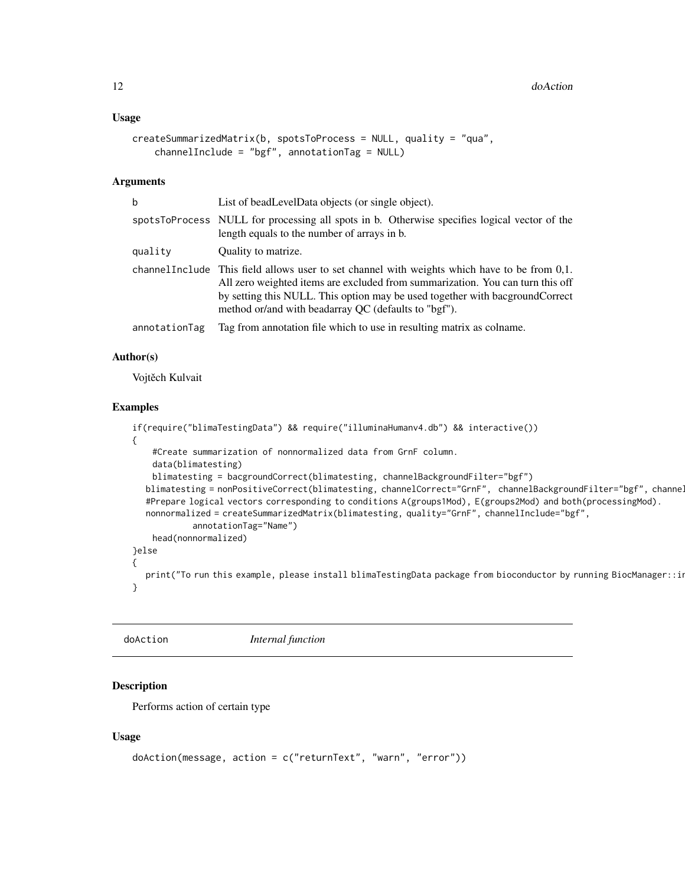### Usage

```
createSummarizedMatrix(b, spotsToProcess = NULL, quality = "qua",
    channelInclude = "bgf", annotationTag = NULL)
```

### Arguments

| | |
|---|---|
| b | List of beadLevelData objects (or single object). |
| spotsToProcess | NULL for processing all spots in b. Otherwise specifies logical vector of the length equals to the number of arrays in b. |
| quality | Quality to matrize. |
| channelInclude | This field allows user to set channel with weights which have to be from 0,1. All zero weighted items are excluded from summarization. You can turn this off by setting this NULL. This option may be used together with bacgroundCorrect method or/and with beadarray QC (defaults to "bgf"). |
| annotationTag | Tag from annotation file which to use in resulting matrix as colname. |

### Author(s)

Vojtěch Kulvait

### Examples

```
if(require("blimaTestingData") && require("illuminaHumanv4.db") && interactive())
{
    #Create summarization of nonnormalized data from GrnF column.
    data(blimatesting)
    blimatesting = bacgroundCorrect(blimatesting, channelBackgroundFilter="bgf")
  blimatesting = nonPositiveCorrect(blimatesting, channelCorrect="GrnF", channelBackgroundFilter="bgf", channel
  #Prepare logical vectors corresponding to conditions A(groups1Mod), E(groups2Mod) and both(processingMod).
  nonnormalized = createSummarizedMatrix(blimatesting, quality="GrnF", channelInclude="bgf",
          annotationTag="Name")
    head(nonnormalized)
}else
{
  print("To run this example, please install blimaTestingData package from bioconductor by running BiocManager::ir
}
```

## doAction *Internal function*

### Description

Performs action of certain type

### Usage

```
doAction(message, action = c("returnText", "warn", "error"))
```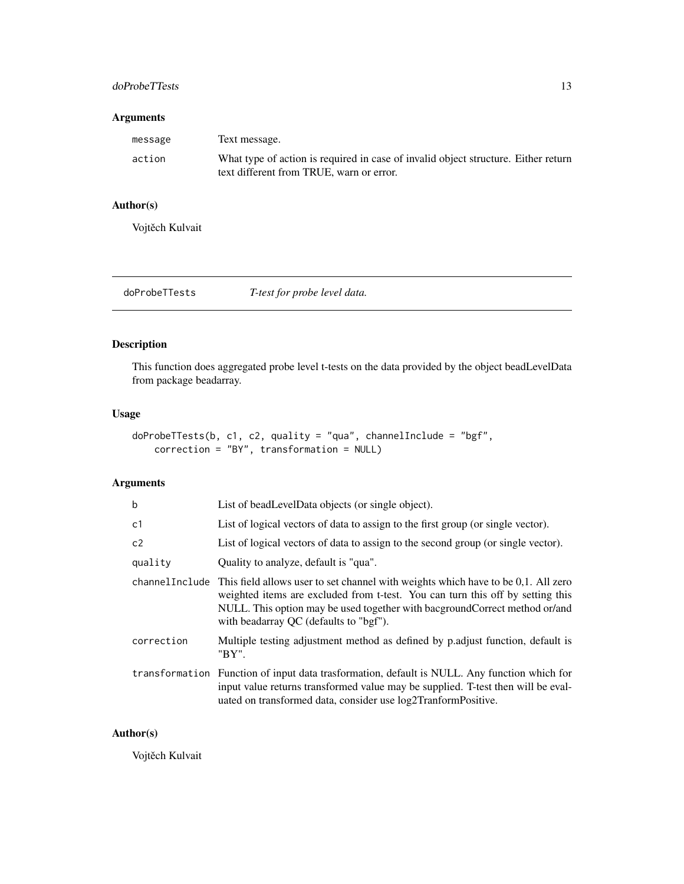### Arguments

| | |
|---|---|
| message | Text message. |
| action | What type of action is required in case of invalid object structure. Either return text different from TRUE, warn or error. |

### Author(s)

Vojtěch Kulvait

---

## doProbeTTests — *T-test for probe level data.*

### Description

This function does aggregated probe level t-tests on the data provided by the object beadLevelData from package beadarray.

### Usage

```
doProbeTTests(b, c1, c2, quality = "qua", channelInclude = "bgf",
    correction = "BY", transformation = NULL)
```

### Arguments

| | |
|---|---|
| b | List of beadLevelData objects (or single object). |
| c1 | List of logical vectors of data to assign to the first group (or single vector). |
| c2 | List of logical vectors of data to assign to the second group (or single vector). |
| quality | Quality to analyze, default is "qua". |
| channelInclude | This field allows user to set channel with weights which have to be 0,1. All zero weighted items are excluded from t-test. You can turn this off by setting this NULL. This option may be used together with bacgroundCorrect method or/and with beadarray QC (defaults to "bgf"). |
| correction | Multiple testing adjustment method as defined by p.adjust function, default is "BY". |
| transformation | Function of input data trasformation, default is NULL. Any function which for input value returns transformed value may be supplied. T-test then will be evaluated on transformed data, consider use log2TranformPositive. |

### Author(s)

Vojtěch Kulvait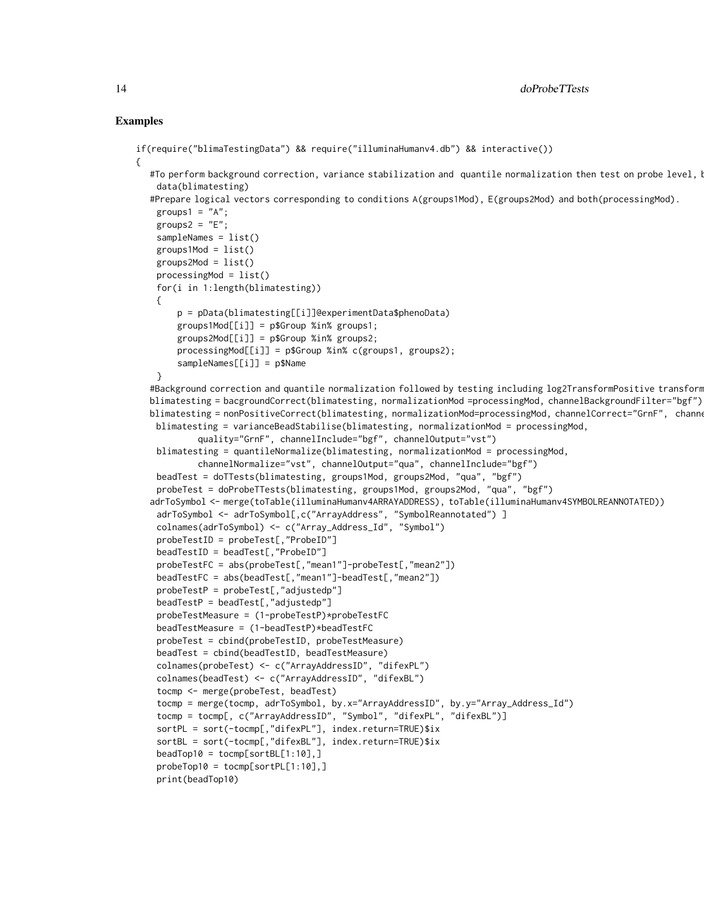## Examples

```
if(require("blimaTestingData") && require("illuminaHumanv4.db") && interactive())
{
   #To perform background correction, variance stabilization and  quantile normalization then test on probe level, b
    data(blimatesting)
   #Prepare logical vectors corresponding to conditions A(groups1Mod), E(groups2Mod) and both(processingMod).
    groups1 = "A";
    groups2 = "E";
    sampleNames = list()
    groups1Mod = list()
    groups2Mod = list()
    processingMod = list()
    for(i in 1:length(blimatesting))
    {
        p = pData(blimatesting[[i]]@experimentData$phenoData)
        groups1Mod[[i]] = p$Group %in% groups1;
        groups2Mod[[i]] = p$Group %in% groups2;
        processingMod[[i]] = p$Group %in% c(groups1, groups2);
        sampleNames[[i]] = p$Name
    }
   #Background correction and quantile normalization followed by testing including log2TransformPositive transform
   blimatesting = bacgroundCorrect(blimatesting, normalizationMod =processingMod, channelBackgroundFilter="bgf")
   blimatesting = nonPositiveCorrect(blimatesting, normalizationMod=processingMod, channelCorrect="GrnF",  channe
    blimatesting = varianceBeadStabilise(blimatesting, normalizationMod = processingMod,
            quality="GrnF", channelInclude="bgf", channelOutput="vst")
    blimatesting = quantileNormalize(blimatesting, normalizationMod = processingMod,
            channelNormalize="vst", channelOutput="qua", channelInclude="bgf")
    beadTest = doTTests(blimatesting, groups1Mod, groups2Mod, "qua", "bgf")
    probeTest = doProbeTTests(blimatesting, groups1Mod, groups2Mod, "qua", "bgf")
   adrToSymbol <- merge(toTable(illuminaHumanv4ARRAYADDRESS), toTable(illuminaHumanv4SYMBOLREANNOTATED))
    adrToSymbol <- adrToSymbol[,c("ArrayAddress", "SymbolReannotated") ]
    colnames(adrToSymbol) <- c("Array_Address_Id", "Symbol")
    probeTestID = probeTest[,"ProbeID"]
    beadTestID = beadTest[,"ProbeID"]
    probeTestFC = abs(probeTest[,"mean1"]-probeTest[,"mean2"])
    beadTestFC = abs(beadTest[,"mean1"]-beadTest[,"mean2"])
    probeTestP = probeTest[,"adjustedp"]
    beadTestP = beadTest[,"adjustedp"]
    probeTestMeasure = (1-probeTestP)*probeTestFC
    beadTestMeasure = (1-beadTestP)*beadTestFC
    probeTest = cbind(probeTestID, probeTestMeasure)
    beadTest = cbind(beadTestID, beadTestMeasure)
    colnames(probeTest) <- c("ArrayAddressID", "difexPL")
    colnames(beadTest) <- c("ArrayAddressID", "difexBL")
    tocmp <- merge(probeTest, beadTest)
    tocmp = merge(tocmp, adrToSymbol, by.x="ArrayAddressID", by.y="Array_Address_Id")
    tocmp = tocmp[, c("ArrayAddressID", "Symbol", "difexPL", "difexBL")]
    sortPL = sort(-tocmp[,"difexPL"], index.return=TRUE)$ix
    sortBL = sort(-tocmp[,"difexBL"], index.return=TRUE)$ix
    beadTop10 = tocmp[sortBL[1:10],]
    probeTop10 = tocmp[sortPL[1:10],]
    print(beadTop10)
```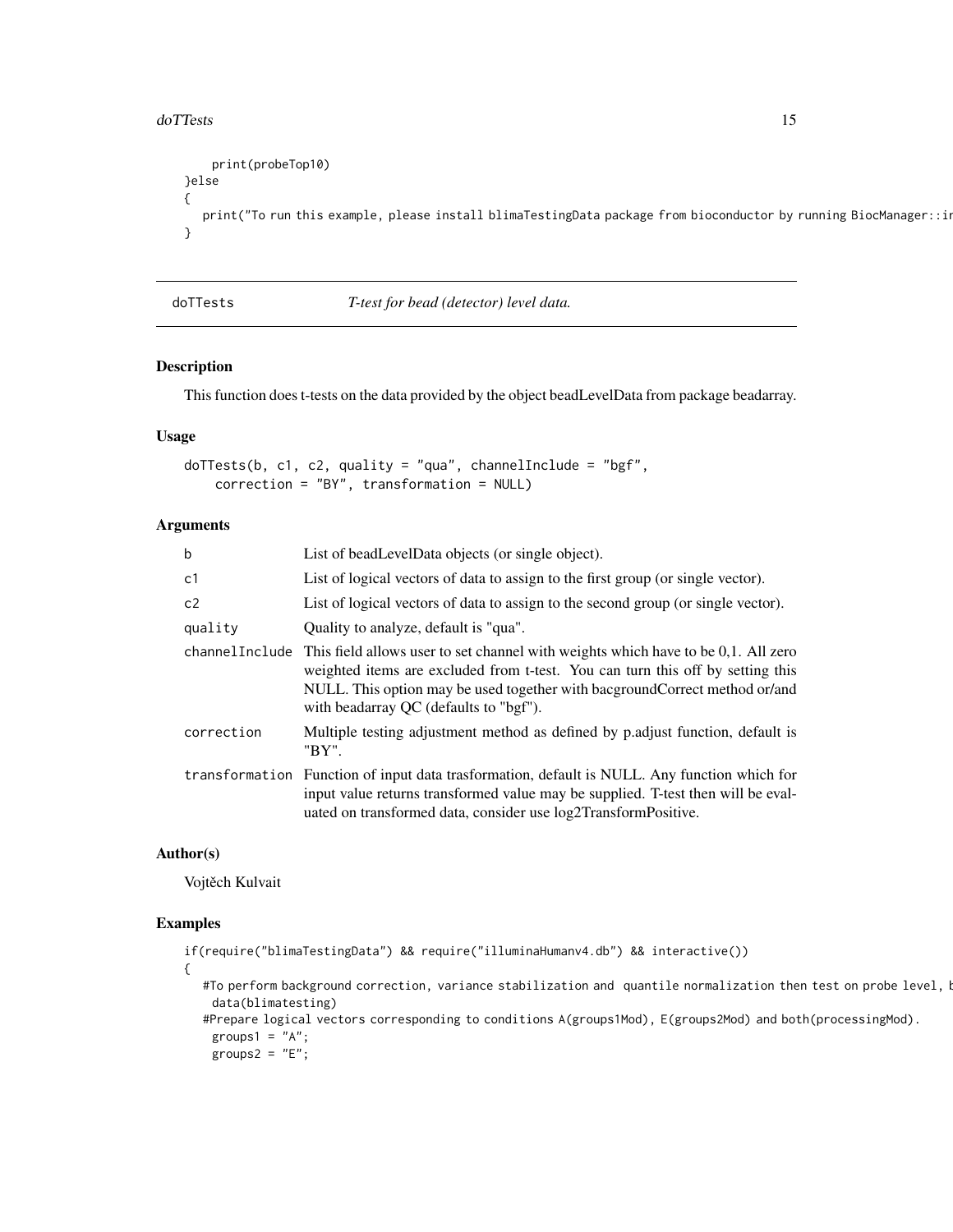```
    print(probeTop10)
}else
{
   print("To run this example, please install blimaTestingData package from bioconductor by running BiocManager::in
}
```

## doTTests — *T-test for bead (detector) level data.*

### Description

This function does t-tests on the data provided by the object beadLevelData from package beadarray.

### Usage

```
doTTests(b, c1, c2, quality = "qua", channelInclude = "bgf",
    correction = "BY", transformation = NULL)
```

### Arguments

| | |
|---|---|
| b | List of beadLevelData objects (or single object). |
| c1 | List of logical vectors of data to assign to the first group (or single vector). |
| c2 | List of logical vectors of data to assign to the second group (or single vector). |
| quality | Quality to analyze, default is "qua". |
| channelInclude | This field allows user to set channel with weights which have to be 0,1. All zero weighted items are excluded from t-test. You can turn this off by setting this NULL. This option may be used together with bacgroundCorrect method or/and with beadarray QC (defaults to "bgf"). |
| correction | Multiple testing adjustment method as defined by p.adjust function, default is "BY". |
| transformation | Function of input data trasformation, default is NULL. Any function which for input value returns transformed value may be supplied. T-test then will be evaluated on transformed data, consider use log2TransformPositive. |

### Author(s)

Vojtěch Kulvait

### Examples

```
if(require("blimaTestingData") && require("illuminaHumanv4.db") && interactive())
{
   #To perform background correction, variance stabilization and  quantile normalization then test on probe level, b
    data(blimatesting)
   #Prepare logical vectors corresponding to conditions A(groups1Mod), E(groups2Mod) and both(processingMod).
    groups1 = "A";
    groups2 = "E";
```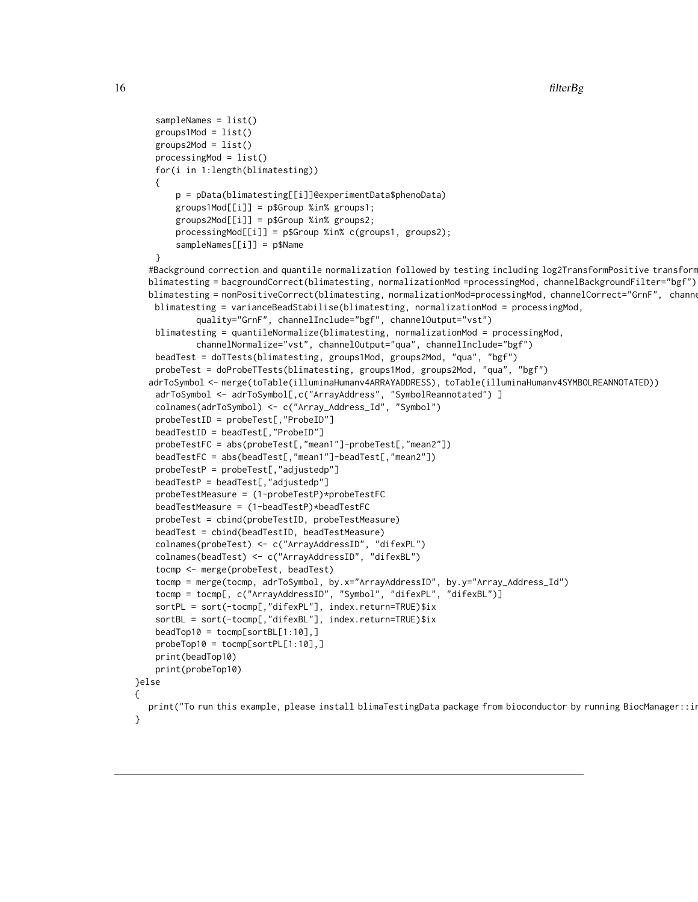```
    sampleNames = list()
    groups1Mod = list()
    groups2Mod = list()
    processingMod = list()
    for(i in 1:length(blimatesting))
    {
        p = pData(blimatesting[[i]]@experimentData$phenoData)
        groups1Mod[[i]] = p$Group %in% groups1;
        groups2Mod[[i]] = p$Group %in% groups2;
        processingMod[[i]] = p$Group %in% c(groups1, groups2);
        sampleNames[[i]] = p$Name
    }
   #Background correction and quantile normalization followed by testing including log2TransformPositive transform
   blimatesting = bacgroundCorrect(blimatesting, normalizationMod =processingMod, channelBackgroundFilter="bgf")
   blimatesting = nonPositiveCorrect(blimatesting, normalizationMod=processingMod, channelCorrect="GrnF",  channe
    blimatesting = varianceBeadStabilise(blimatesting, normalizationMod = processingMod,
            quality="GrnF", channelInclude="bgf", channelOutput="vst")
    blimatesting = quantileNormalize(blimatesting, normalizationMod = processingMod,
            channelNormalize="vst", channelOutput="qua", channelInclude="bgf")
    beadTest = doTTests(blimatesting, groups1Mod, groups2Mod, "qua", "bgf")
    probeTest = doProbeTTests(blimatesting, groups1Mod, groups2Mod, "qua", "bgf")
   adrToSymbol <- merge(toTable(illuminaHumanv4ARRAYADDRESS), toTable(illuminaHumanv4SYMBOLREANNOTATED))
    adrToSymbol <- adrToSymbol[,c("ArrayAddress", "SymbolReannotated") ]
    colnames(adrToSymbol) <- c("Array_Address_Id", "Symbol")
    probeTestID = probeTest[,"ProbeID"]
    beadTestID = beadTest[,"ProbeID"]
    probeTestFC = abs(probeTest[,"mean1"]-probeTest[,"mean2"])
    beadTestFC = abs(beadTest[,"mean1"]-beadTest[,"mean2"])
    probeTestP = probeTest[,"adjustedp"]
    beadTestP = beadTest[,"adjustedp"]
    probeTestMeasure = (1-probeTestP)*probeTestFC
    beadTestMeasure = (1-beadTestP)*beadTestFC
    probeTest = cbind(probeTestID, probeTestMeasure)
    beadTest = cbind(beadTestID, beadTestMeasure)
    colnames(probeTest) <- c("ArrayAddressID", "difexPL")
    colnames(beadTest) <- c("ArrayAddressID", "difexBL")
    tocmp <- merge(probeTest, beadTest)
    tocmp = merge(tocmp, adrToSymbol, by.x="ArrayAddressID", by.y="Array_Address_Id")
    tocmp = tocmp[, c("ArrayAddressID", "Symbol", "difexPL", "difexBL")]
    sortPL = sort(-tocmp[,"difexPL"], index.return=TRUE)$ix
    sortBL = sort(-tocmp[,"difexBL"], index.return=TRUE)$ix
    beadTop10 = tocmp[sortBL[1:10],]
    probeTop10 = tocmp[sortPL[1:10],]
    print(beadTop10)
    print(probeTop10)
}else
{
   print("To run this example, please install blimaTestingData package from bioconductor by running BiocManager::i
}
```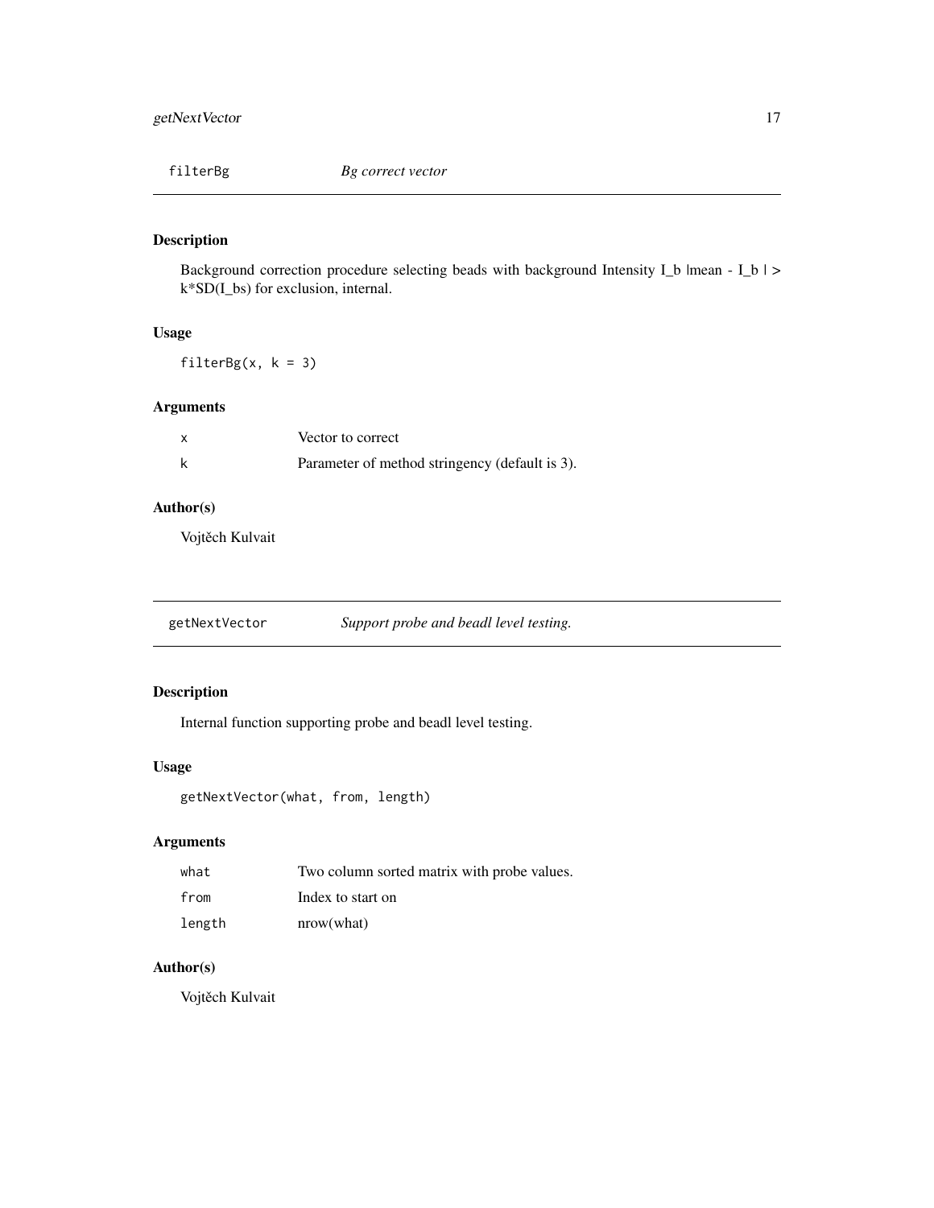## filterBg — *Bg correct vector*

### Description

Background correction procedure selecting beads with background Intensity I_b |mean - I_b | > k*SD(I_bs) for exclusion, internal.

### Usage

```
filterBg(x, k = 3)
```

### Arguments

| | |
|---|---|
| x | Vector to correct |
| k | Parameter of method stringency (default is 3). |

### Author(s)

Vojtěch Kulvait

## getNextVector — *Support probe and beadl level testing.*

### Description

Internal function supporting probe and beadl level testing.

### Usage

```
getNextVector(what, from, length)
```

### Arguments

| | |
|---|---|
| what | Two column sorted matrix with probe values. |
| from | Index to start on |
| length | nrow(what) |

### Author(s)

Vojtěch Kulvait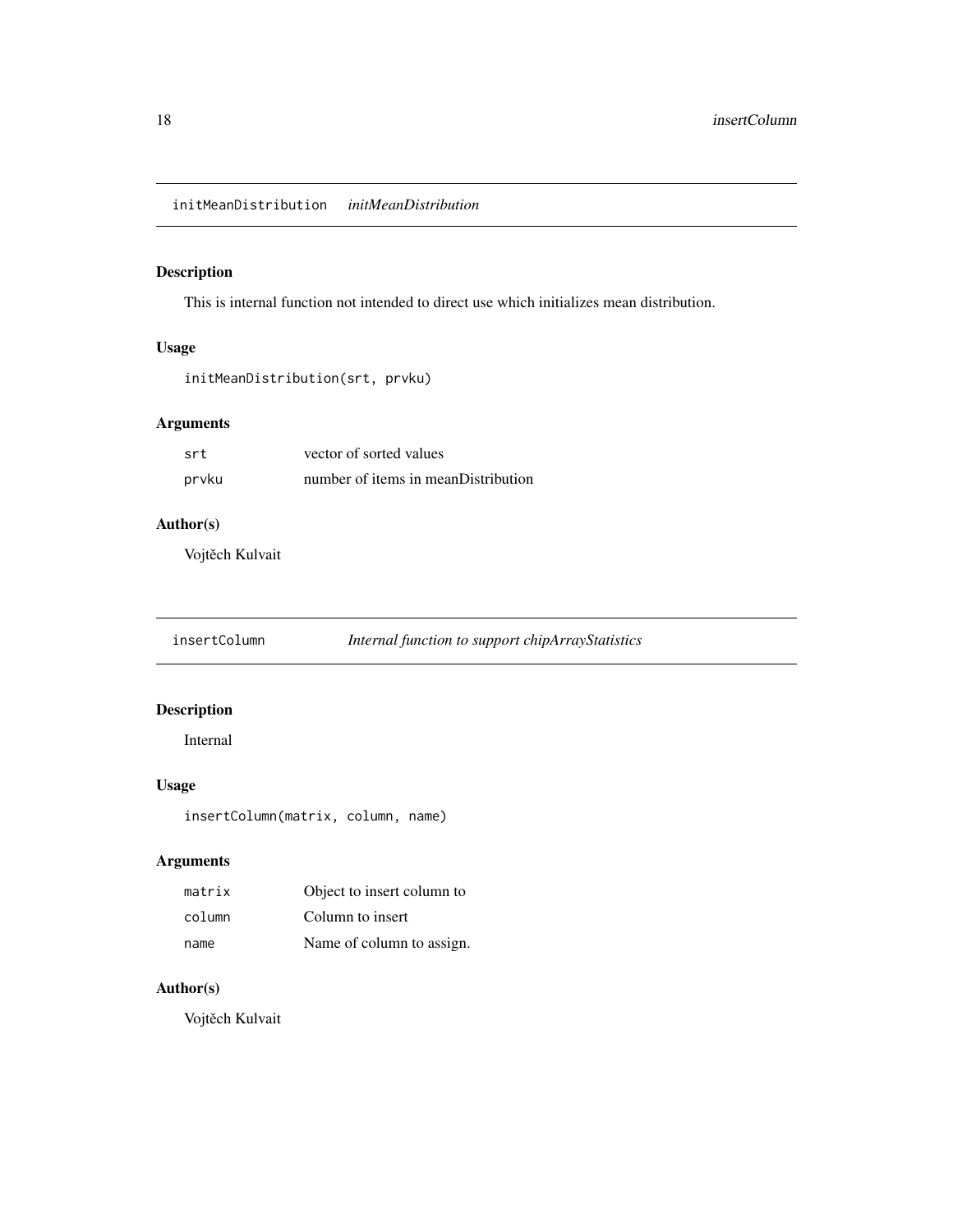## initMeanDistribution *initMeanDistribution*

### Description

This is internal function not intended to direct use which initializes mean distribution.

### Usage

```
initMeanDistribution(srt, prvku)
```

### Arguments

| | |
|---|---|
| srt | vector of sorted values |
| prvku | number of items in meanDistribution |

### Author(s)

Vojtěch Kulvait

## insertColumn *Internal function to support chipArrayStatistics*

### Description

Internal

### Usage

```
insertColumn(matrix, column, name)
```

### Arguments

| | |
|---|---|
| matrix | Object to insert column to |
| column | Column to insert |
| name | Name of column to assign. |

### Author(s)

Vojtěch Kulvait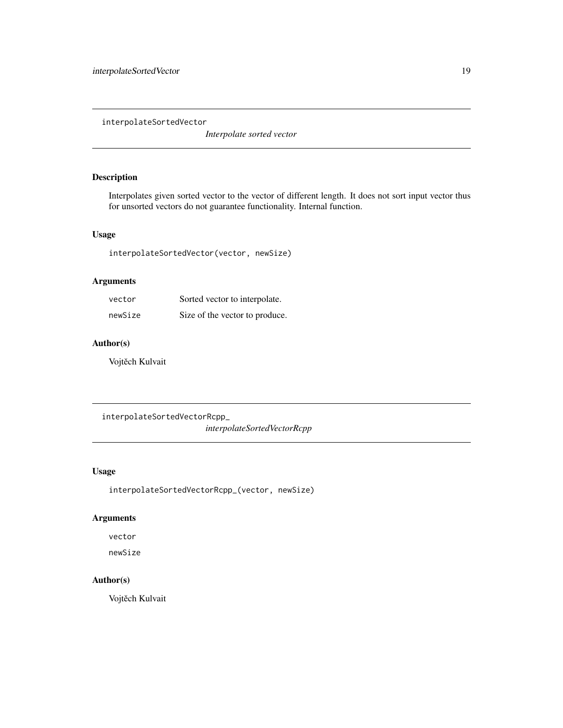## interpolateSortedVector

*Interpolate sorted vector*

### Description

Interpolates given sorted vector to the vector of different length. It does not sort input vector thus for unsorted vectors do not guarantee functionality. Internal function.

### Usage

```
interpolateSortedVector(vector, newSize)
```

### Arguments

| | |
|---|---|
| vector | Sorted vector to interpolate. |
| newSize | Size of the vector to produce. |

### Author(s)

Vojtěch Kulvait

## interpolateSortedVectorRcpp_

*interpolateSortedVectorRcpp*

### Usage

```
interpolateSortedVectorRcpp_(vector, newSize)
```

### Arguments

vector

newSize

### Author(s)

Vojtěch Kulvait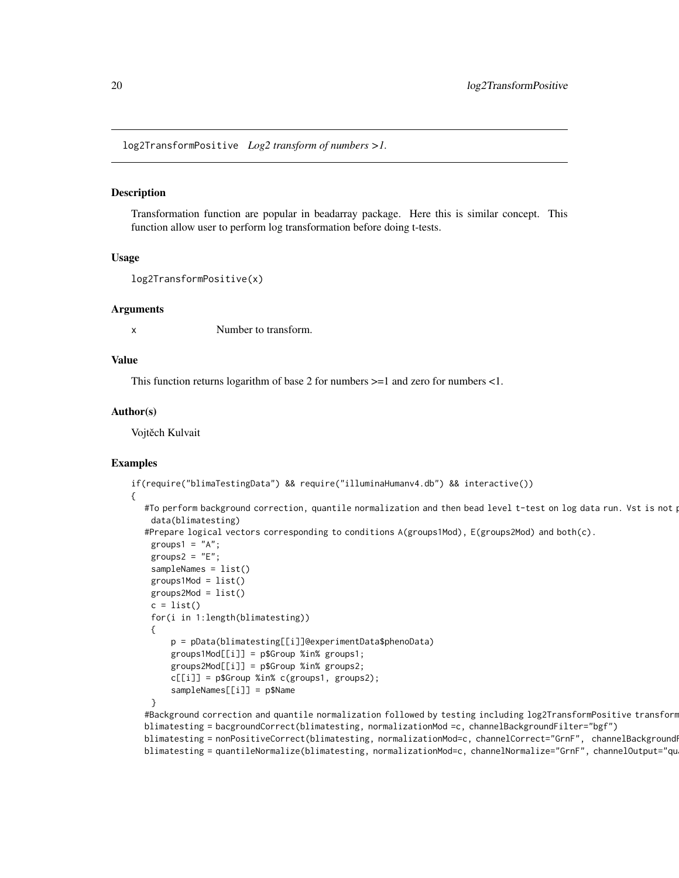`log2TransformPositive` *Log2 transform of numbers >1.*

### Description

Transformation function are popular in beadarray package. Here this is similar concept. This function allow user to perform log transformation before doing t-tests.

### Usage

```
log2TransformPositive(x)
```

### Arguments

| | |
|---|---|
| x | Number to transform. |

### Value

This function returns logarithm of base 2 for numbers >=1 and zero for numbers <1.

### Author(s)

Vojtěch Kulvait

### Examples

```
if(require("blimaTestingData") && require("illuminaHumanv4.db") && interactive())
{
   #To perform background correction, quantile normalization and then bead level t-test on log data run. Vst is not p
    data(blimatesting)
   #Prepare logical vectors corresponding to conditions A(groups1Mod), E(groups2Mod) and both(c).
    groups1 = "A";
    groups2 = "E";
    sampleNames = list()
    groups1Mod = list()
    groups2Mod = list()
    c = list()
    for(i in 1:length(blimatesting))
    {
        p = pData(blimatesting[[i]]@experimentData$phenoData)
        groups1Mod[[i]] = p$Group %in% groups1;
        groups2Mod[[i]] = p$Group %in% groups2;
        c[[i]] = p$Group %in% c(groups1, groups2);
        sampleNames[[i]] = p$Name
    }
   #Background correction and quantile normalization followed by testing including log2TransformPositive transform
   blimatesting = bacgroundCorrect(blimatesting, normalizationMod =c, channelBackgroundFilter="bgf")
   blimatesting = nonPositiveCorrect(blimatesting, normalizationMod=c, channelCorrect="GrnF",  channelBackgroundF
   blimatesting = quantileNormalize(blimatesting, normalizationMod=c, channelNormalize="GrnF", channelOutput="qu
```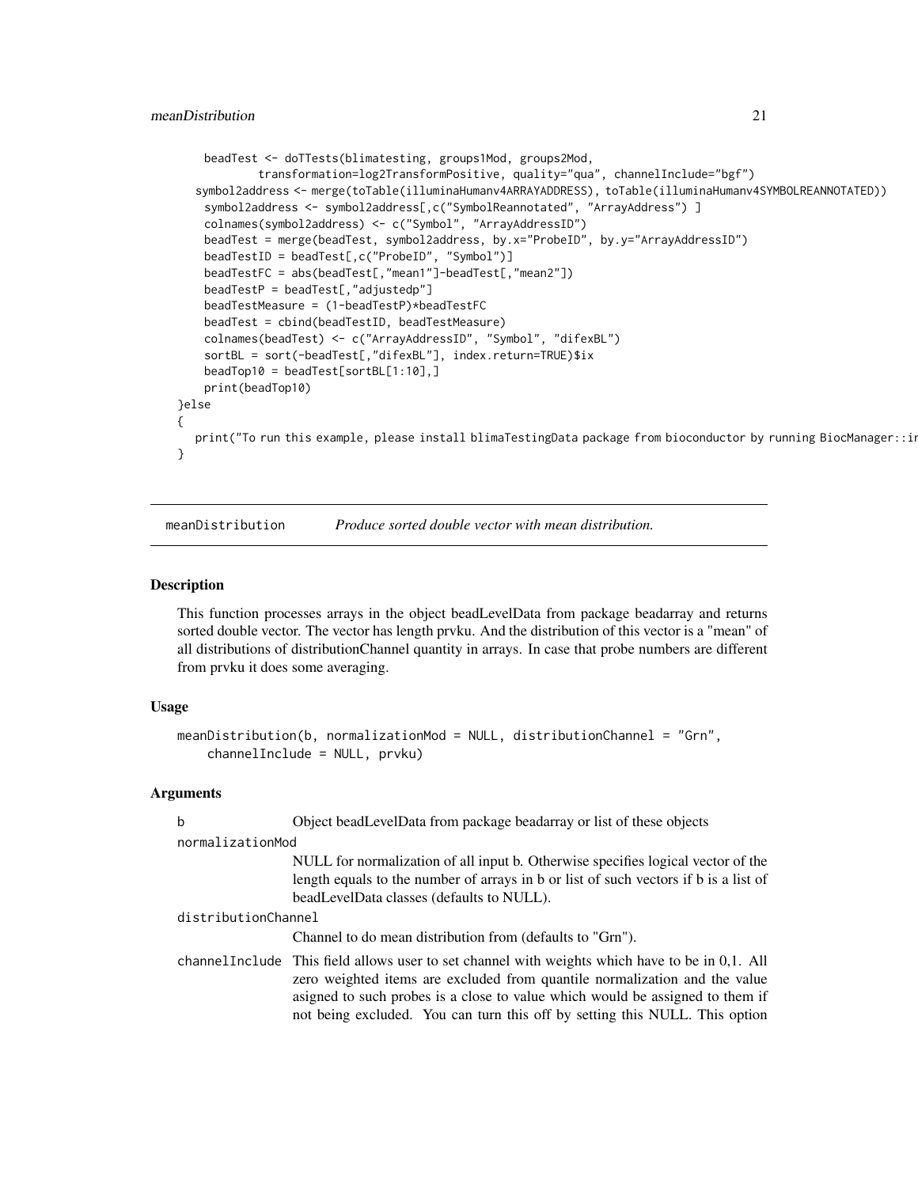```
    beadTest <- doTTests(blimatesting, groups1Mod, groups2Mod,
            transformation=log2TransformPositive, quality="qua", channelInclude="bgf")
    symbol2address <- merge(toTable(illuminaHumanv4ARRAYADDRESS), toTable(illuminaHumanv4SYMBOLREANNOTATED))
    symbol2address <- symbol2address[,c("SymbolReannotated", "ArrayAddress") ]
    colnames(symbol2address) <- c("Symbol", "ArrayAddressID")
    beadTest = merge(beadTest, symbol2address, by.x="ProbeID", by.y="ArrayAddressID")
    beadTestID = beadTest[,c("ProbeID", "Symbol")]
    beadTestFC = abs(beadTest[,"mean1"]-beadTest[,"mean2"])
    beadTestP = beadTest[,"adjustedp"]
    beadTestMeasure = (1-beadTestP)*beadTestFC
    beadTest = cbind(beadTestID, beadTestMeasure)
    colnames(beadTest) <- c("ArrayAddressID", "Symbol", "difexBL")
    sortBL = sort(-beadTest[,"difexBL"], index.return=TRUE)$ix
    beadTop10 = beadTest[sortBL[1:10],]
    print(beadTop10)
}else
{
    print("To run this example, please install blimaTestingData package from bioconductor by running BiocManager::in
}
```

## meanDistribution — *Produce sorted double vector with mean distribution.*

### Description

This function processes arrays in the object beadLevelData from package beadarray and returns sorted double vector. The vector has length prvku. And the distribution of this vector is a "mean" of all distributions of distributionChannel quantity in arrays. In case that probe numbers are different from prvku it does some averaging.

### Usage

```
meanDistribution(b, normalizationMod = NULL, distributionChannel = "Grn",
    channelInclude = NULL, prvku)
```

### Arguments

- `b` — Object beadLevelData from package beadarray or list of these objects
- `normalizationMod` — NULL for normalization of all input b. Otherwise specifies logical vector of the length equals to the number of arrays in b or list of such vectors if b is a list of beadLevelData classes (defaults to NULL).
- `distributionChannel` — Channel to do mean distribution from (defaults to "Grn").
- `channelInclude` — This field allows user to set channel with weights which have to be in 0,1. All zero weighted items are excluded from quantile normalization and the value asigned to such probes is a close to value which would be assigned to them if not being excluded. You can turn this off by setting this NULL. This option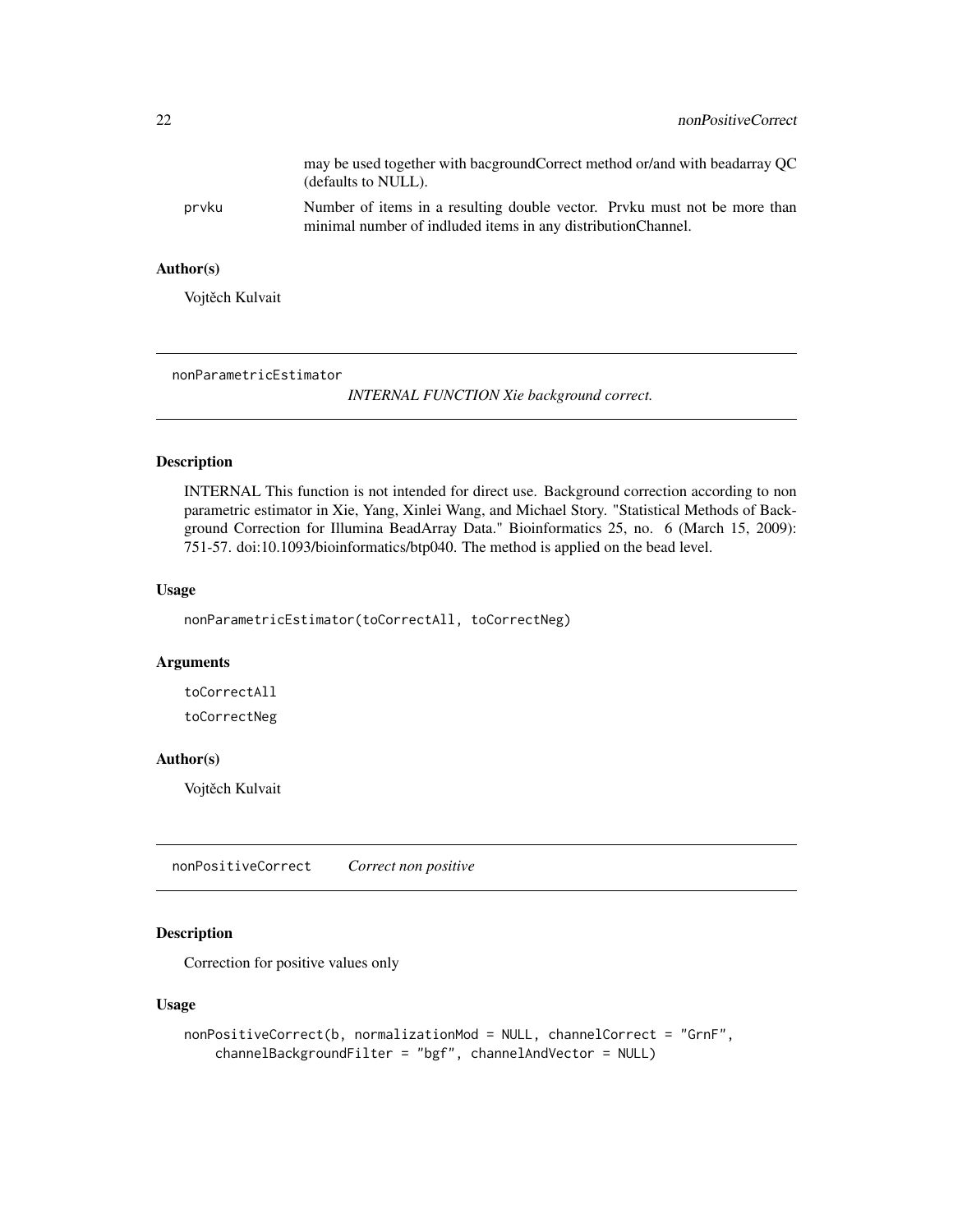may be used together with bacgroundCorrect method or/and with beadarray QC (defaults to NULL).

prvku
Number of items in a resulting double vector. Prvku must not be more than minimal number of indluded items in any distributionChannel.

### Author(s)

Vojtěch Kulvait

---

## nonParametricEstimator

*INTERNAL FUNCTION Xie background correct.*

### Description

INTERNAL This function is not intended for direct use. Background correction according to non parametric estimator in Xie, Yang, Xinlei Wang, and Michael Story. "Statistical Methods of Background Correction for Illumina BeadArray Data." Bioinformatics 25, no. 6 (March 15, 2009): 751-57. doi:10.1093/bioinformatics/btp040. The method is applied on the bead level.

### Usage

```
nonParametricEstimator(toCorrectAll, toCorrectNeg)
```

### Arguments

toCorrectAll

toCorrectNeg

### Author(s)

Vojtěch Kulvait

---

## nonPositiveCorrect

*Correct non positive*

### Description

Correction for positive values only

### Usage

```
nonPositiveCorrect(b, normalizationMod = NULL, channelCorrect = "GrnF",
    channelBackgroundFilter = "bgf", channelAndVector = NULL)
```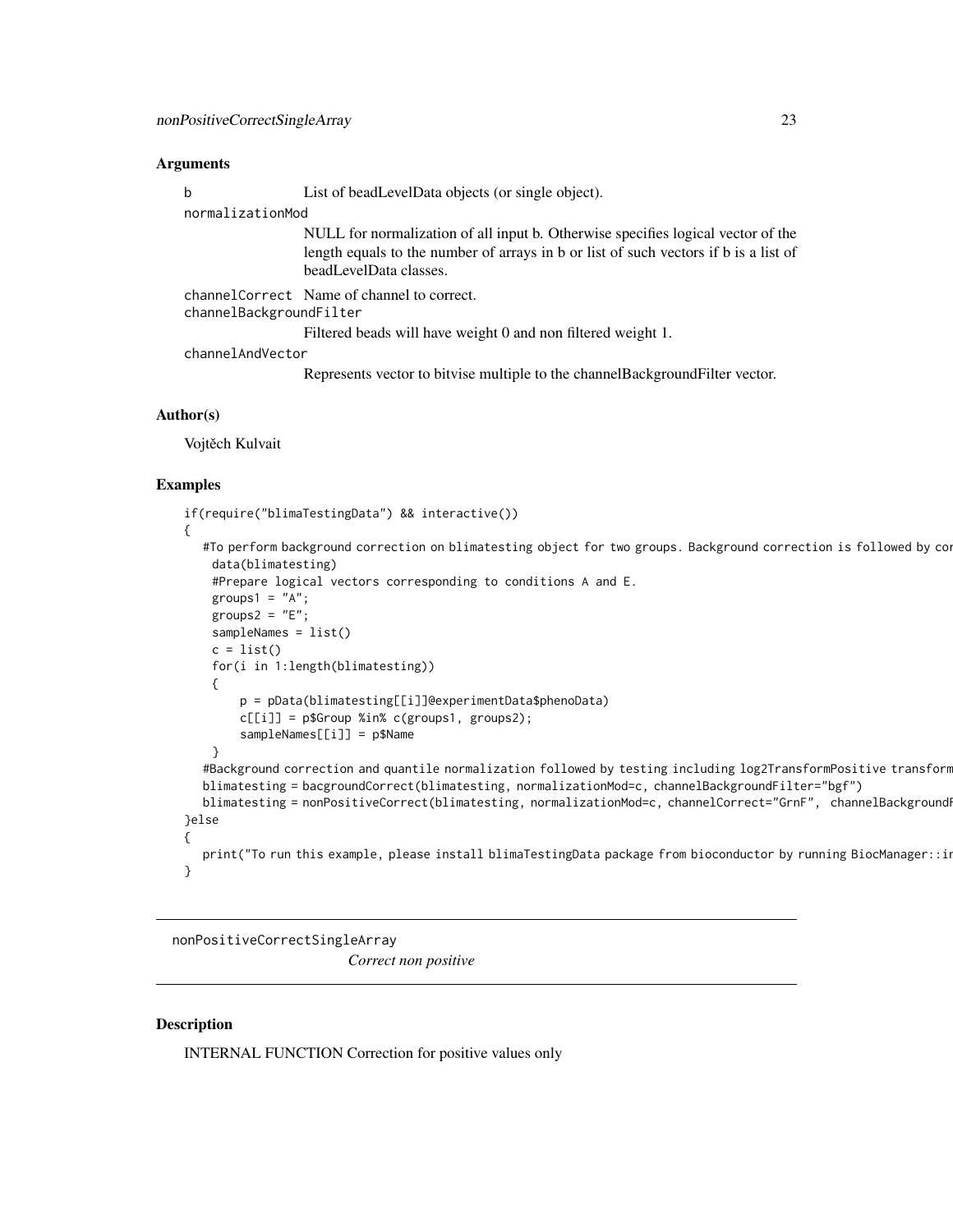### Arguments

| | |
|---|---|
| b | List of beadLevelData objects (or single object). |
| normalizationMod | NULL for normalization of all input b. Otherwise specifies logical vector of the length equals to the number of arrays in b or list of such vectors if b is a list of beadLevelData classes. |
| channelCorrect | Name of channel to correct. |
| channelBackgroundFilter | Filtered beads will have weight 0 and non filtered weight 1. |
| channelAndVector | Represents vector to bitvise multiple to the channelBackgroundFilter vector. |

### Author(s)

Vojtěch Kulvait

### Examples

```
if(require("blimaTestingData") && interactive())
{
   #To perform background correction on blimatesting object for two groups. Background correction is followed by cor
    data(blimatesting)
    #Prepare logical vectors corresponding to conditions A and E.
    groups1 = "A";
    groups2 = "E";
    sampleNames = list()
    c = list()
    for(i in 1:length(blimatesting))
    {
        p = pData(blimatesting[[i]]@experimentData$phenoData)
        c[[i]] = p$Group %in% c(groups1, groups2);
        sampleNames[[i]] = p$Name
    }
   #Background correction and quantile normalization followed by testing including log2TransformPositive transform
   blimatesting = bacgroundCorrect(blimatesting, normalizationMod=c, channelBackgroundFilter="bgf")
   blimatesting = nonPositiveCorrect(blimatesting, normalizationMod=c, channelCorrect="GrnF", channelBackgroundF
}else
{
   print("To run this example, please install blimaTestingData package from bioconductor by running BiocManager::ir
}
```

---

## nonPositiveCorrectSingleArray

*Correct non positive*

### Description

INTERNAL FUNCTION Correction for positive values only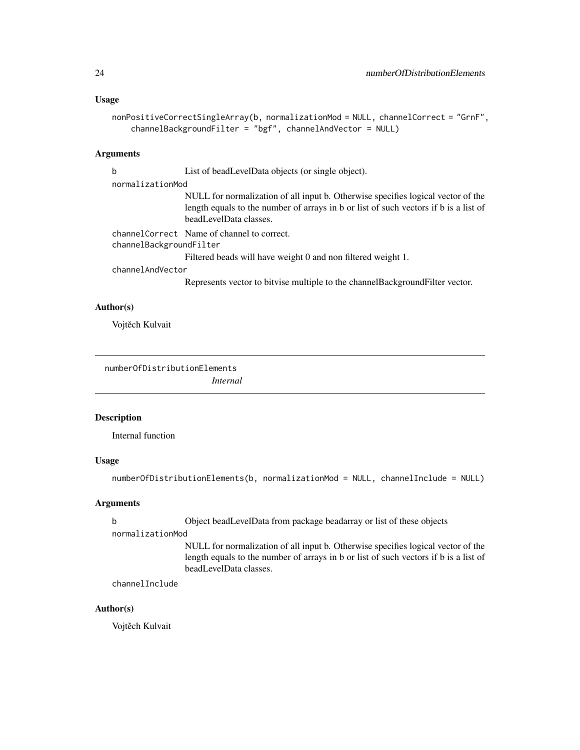### Usage

```
nonPositiveCorrectSingleArray(b, normalizationMod = NULL, channelCorrect = "GrnF",
    channelBackgroundFilter = "bgf", channelAndVector = NULL)
```

### Arguments

- `b` — List of beadLevelData objects (or single object).
- `normalizationMod` — NULL for normalization of all input b. Otherwise specifies logical vector of the length equals to the number of arrays in b or list of such vectors if b is a list of beadLevelData classes.
- `channelCorrect` — Name of channel to correct.
- `channelBackgroundFilter` — Filtered beads will have weight 0 and non filtered weight 1.
- `channelAndVector` — Represents vector to bitvise multiple to the channelBackgroundFilter vector.

### Author(s)

Vojtěch Kulvait

---

## numberOfDistributionElements *Internal*

### Description

Internal function

### Usage

```
numberOfDistributionElements(b, normalizationMod = NULL, channelInclude = NULL)
```

### Arguments

- `b` — Object beadLevelData from package beadarray or list of these objects
- `normalizationMod` — NULL for normalization of all input b. Otherwise specifies logical vector of the length equals to the number of arrays in b or list of such vectors if b is a list of beadLevelData classes.
- `channelInclude`

### Author(s)

Vojtěch Kulvait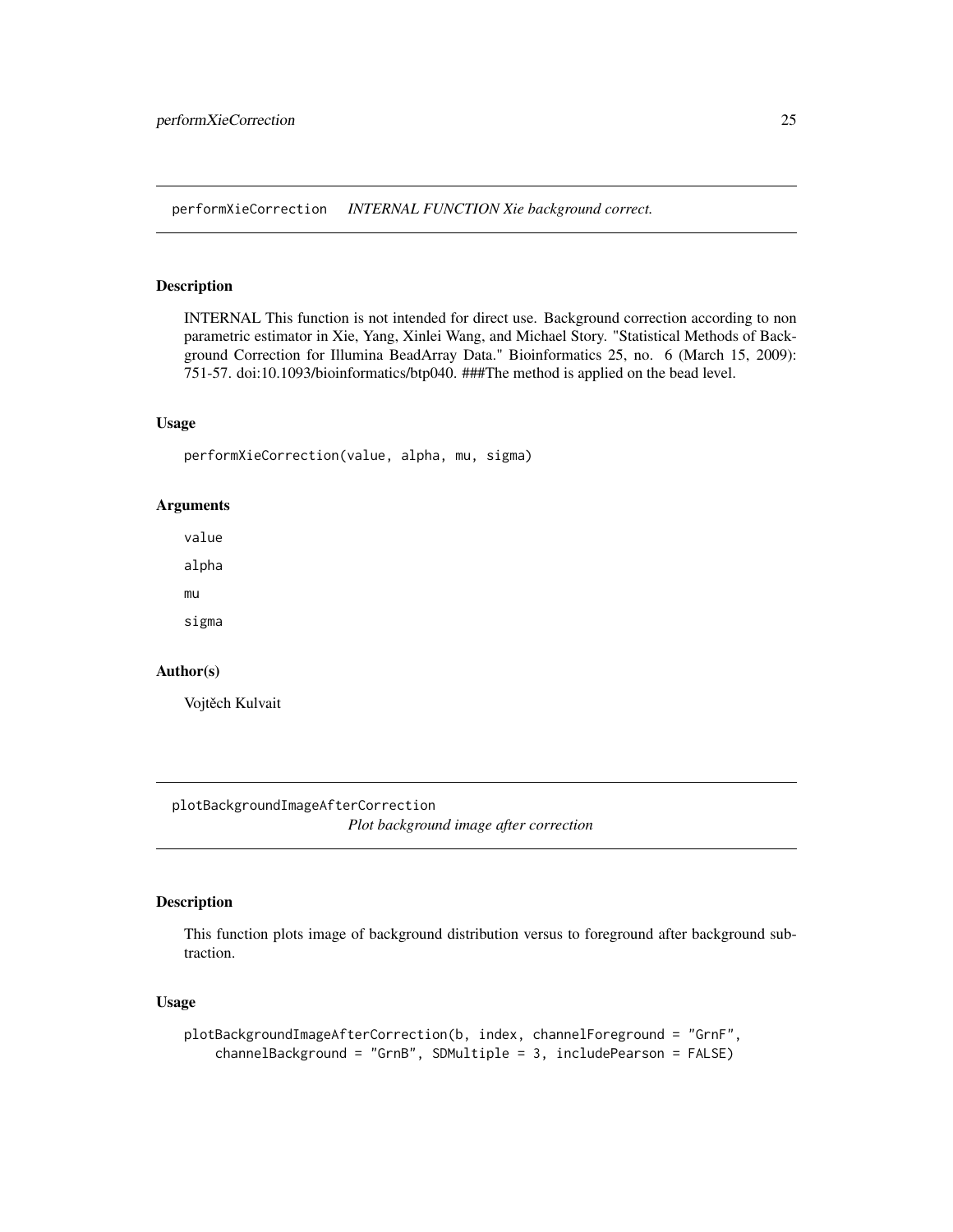## performXieCorrection *INTERNAL FUNCTION Xie background correct.*

### Description

INTERNAL This function is not intended for direct use. Background correction according to non parametric estimator in Xie, Yang, Xinlei Wang, and Michael Story. "Statistical Methods of Background Correction for Illumina BeadArray Data." Bioinformatics 25, no. 6 (March 15, 2009): 751-57. doi:10.1093/bioinformatics/btp040. ###The method is applied on the bead level.

### Usage

```
performXieCorrection(value, alpha, mu, sigma)
```

### Arguments

`value`

`alpha`

`mu`

`sigma`

### Author(s)

Vojtěch Kulvait

## plotBackgroundImageAfterCorrection *Plot background image after correction*

### Description

This function plots image of background distribution versus to foreground after background subtraction.

### Usage

```
plotBackgroundImageAfterCorrection(b, index, channelForeground = "GrnF",
    channelBackground = "GrnB", SDMultiple = 3, includePearson = FALSE)
```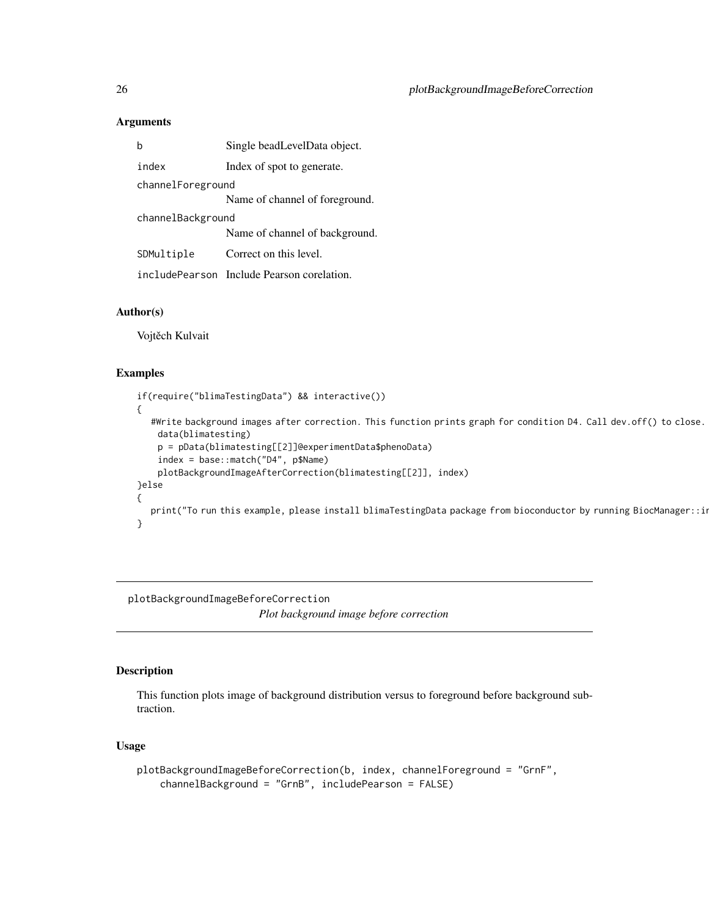### Arguments

| | |
|---|---|
| b | Single beadLevelData object. |
| index | Index of spot to generate. |
| channelForeground | Name of channel of foreground. |
| channelBackground | Name of channel of background. |
| SDMultiple | Correct on this level. |
| includePearson | Include Pearson corelation. |

### Author(s)

Vojtěch Kulvait

### Examples

```
if(require("blimaTestingData") && interactive())
{
   #Write background images after correction. This function prints graph for condition D4. Call dev.off() to close.
    data(blimatesting)
    p = pData(blimatesting[[2]]@experimentData$phenoData)
    index = base::match("D4", p$Name)
    plotBackgroundImageAfterCorrection(blimatesting[[2]], index)
}else
{
   print("To run this example, please install blimaTestingData package from bioconductor by running BiocManager::ir
}
```

---

## plotBackgroundImageBeforeCorrection

*Plot background image before correction*

### Description

This function plots image of background distribution versus to foreground before background subtraction.

### Usage

```
plotBackgroundImageBeforeCorrection(b, index, channelForeground = "GrnF",
    channelBackground = "GrnB", includePearson = FALSE)
```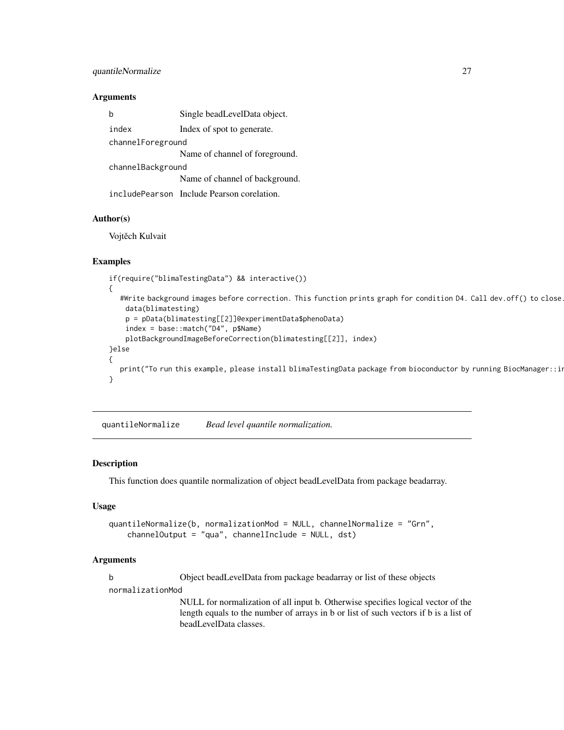### Arguments

| | |
|---|---|
| b | Single beadLevelData object. |
| index | Index of spot to generate. |
| channelForeground | Name of channel of foreground. |
| channelBackground | Name of channel of background. |
| includePearson | Include Pearson corelation. |

### Author(s)

Vojtěch Kulvait

### Examples

```
if(require("blimaTestingData") && interactive())
{
   #Write background images before correction. This function prints graph for condition D4. Call dev.off() to close.
    data(blimatesting)
    p = pData(blimatesting[[2]]@experimentData$phenoData)
    index = base::match("D4", p$Name)
    plotBackgroundImageBeforeCorrection(blimatesting[[2]], index)
}else
{
   print("To run this example, please install blimaTestingData package from bioconductor by running BiocManager::ir
}
```

---

## quantileNormalize — *Bead level quantile normalization.*

### Description

This function does quantile normalization of object beadLevelData from package beadarray.

### Usage

```
quantileNormalize(b, normalizationMod = NULL, channelNormalize = "Grn",
    channelOutput = "qua", channelInclude = NULL, dst)
```

### Arguments

| | |
|---|---|
| b | Object beadLevelData from package beadarray or list of these objects |
| normalizationMod | NULL for normalization of all input b. Otherwise specifies logical vector of the length equals to the number of arrays in b or list of such vectors if b is a list of beadLevelData classes. |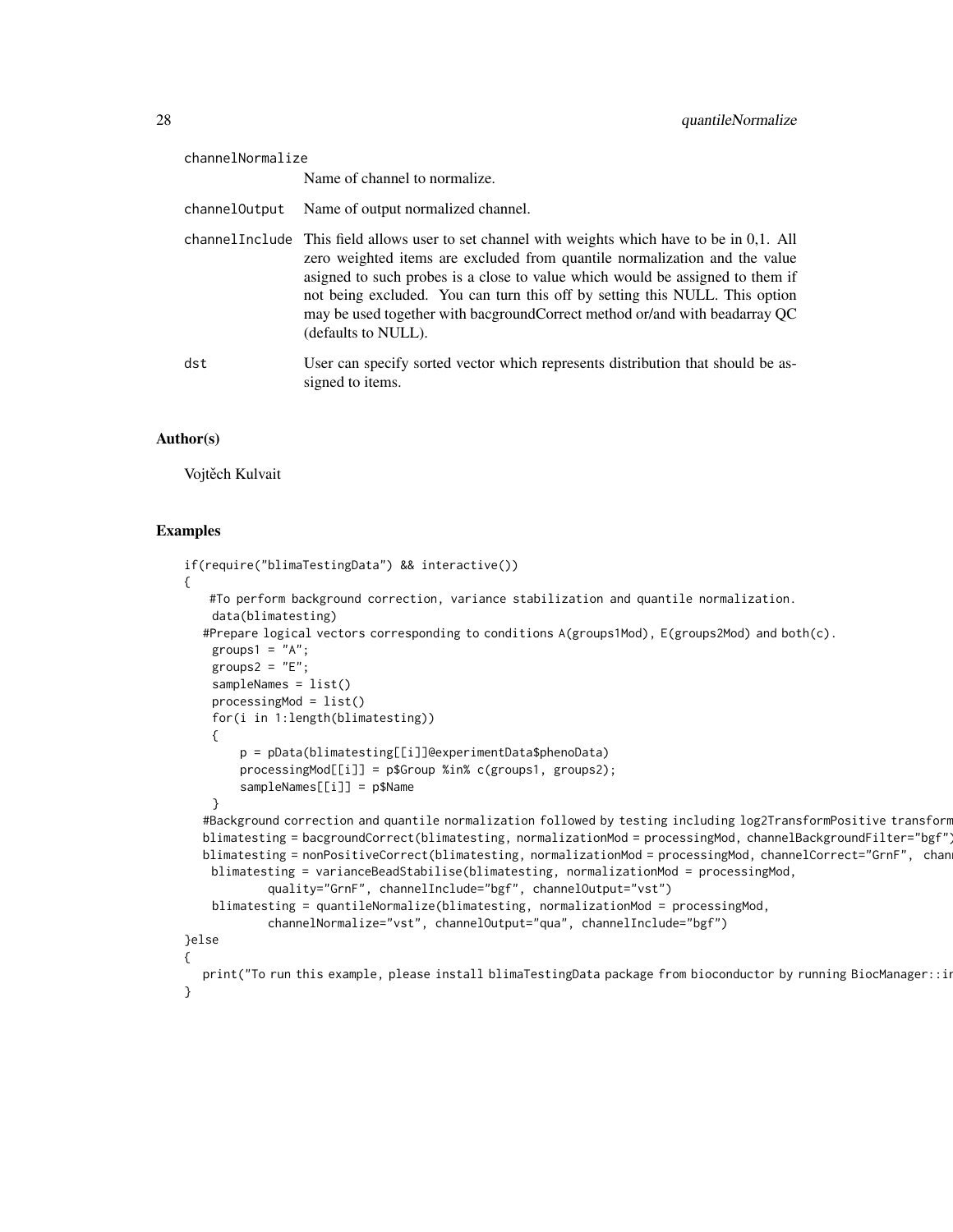channelNormalize
: Name of channel to normalize.

channelOutput
: Name of output normalized channel.

channelInclude
: This field allows user to set channel with weights which have to be in 0,1. All zero weighted items are excluded from quantile normalization and the value asigned to such probes is a close to value which would be assigned to them if not being excluded. You can turn this off by setting this NULL. This option may be used together with bacgroundCorrect method or/and with beadarray QC (defaults to NULL).

dst
: User can specify sorted vector which represents distribution that should be assigned to items.

## Author(s)

Vojtěch Kulvait

## Examples

```
if(require("blimaTestingData") && interactive())
{
    #To perform background correction, variance stabilization and quantile normalization.
    data(blimatesting)
   #Prepare logical vectors corresponding to conditions A(groups1Mod), E(groups2Mod) and both(c).
    groups1 = "A";
    groups2 = "E";
    sampleNames = list()
    processingMod = list()
    for(i in 1:length(blimatesting))
    {
        p = pData(blimatesting[[i]]@experimentData$phenoData)
        processingMod[[i]] = p$Group %in% c(groups1, groups2);
        sampleNames[[i]] = p$Name
    }
   #Background correction and quantile normalization followed by testing including log2TransformPositive transform
   blimatesting = bacgroundCorrect(blimatesting, normalizationMod = processingMod, channelBackgroundFilter="bgf")
   blimatesting = nonPositiveCorrect(blimatesting, normalizationMod = processingMod, channelCorrect="GrnF",  chann
    blimatesting = varianceBeadStabilise(blimatesting, normalizationMod = processingMod,
            quality="GrnF", channelInclude="bgf", channelOutput="vst")
    blimatesting = quantileNormalize(blimatesting, normalizationMod = processingMod,
            channelNormalize="vst", channelOutput="qua", channelInclude="bgf")
}else
{
   print("To run this example, please install blimaTestingData package from bioconductor by running BiocManager::ir
}
```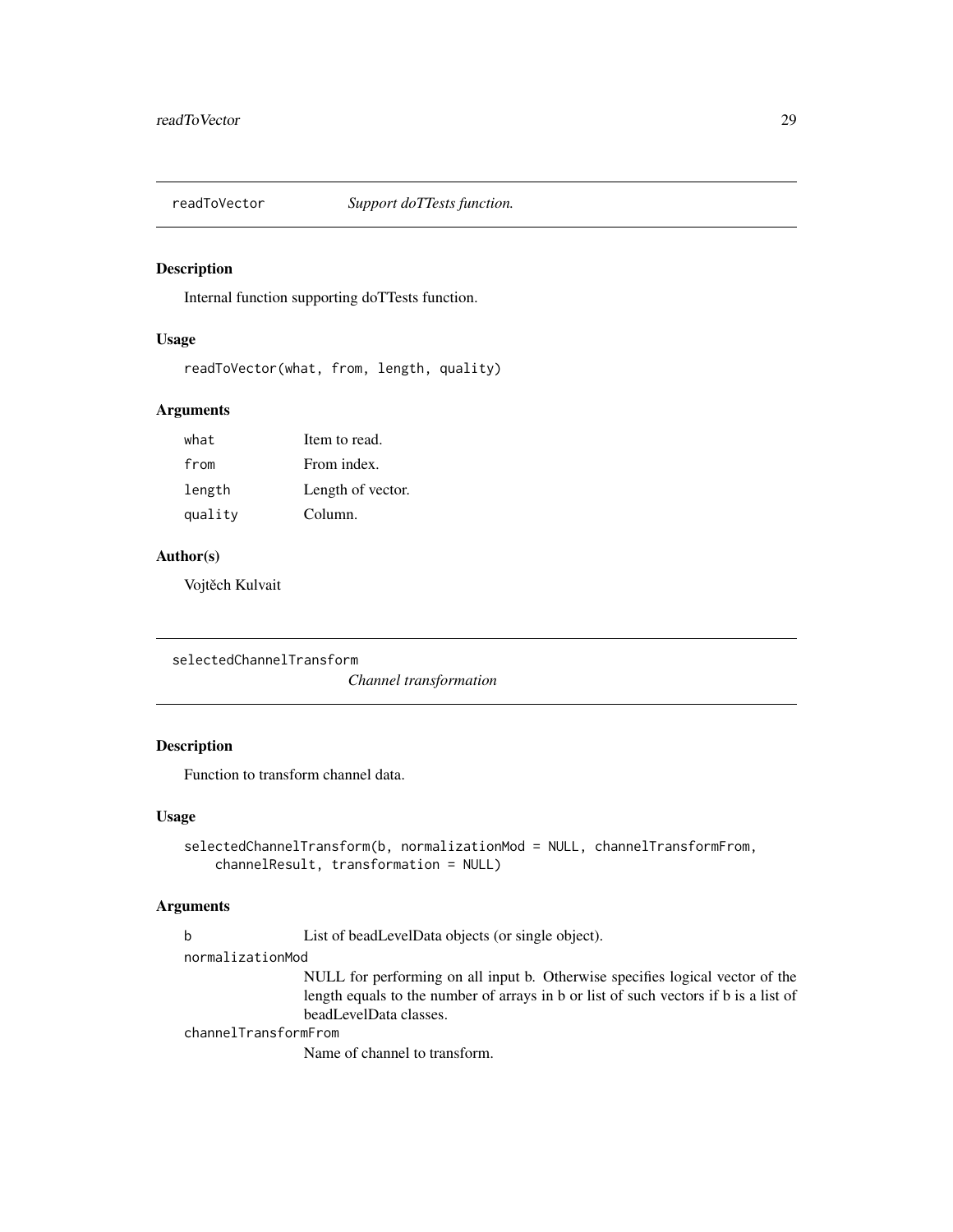## readToVector — *Support doTTests function.*

### Description

Internal function supporting doTTests function.

### Usage

```
readToVector(what, from, length, quality)
```

### Arguments

| | |
|---|---|
| `what` | Item to read. |
| `from` | From index. |
| `length` | Length of vector. |
| `quality` | Column. |

### Author(s)

Vojtěch Kulvait

## selectedChannelTransform — *Channel transformation*

### Description

Function to transform channel data.

### Usage

```
selectedChannelTransform(b, normalizationMod = NULL, channelTransformFrom,
    channelResult, transformation = NULL)
```

### Arguments

| | |
|---|---|
| `b` | List of beadLevelData objects (or single object). |
| `normalizationMod` | NULL for performing on all input b. Otherwise specifies logical vector of the length equals to the number of arrays in b or list of such vectors if b is a list of beadLevelData classes. |
| `channelTransformFrom` | Name of channel to transform. |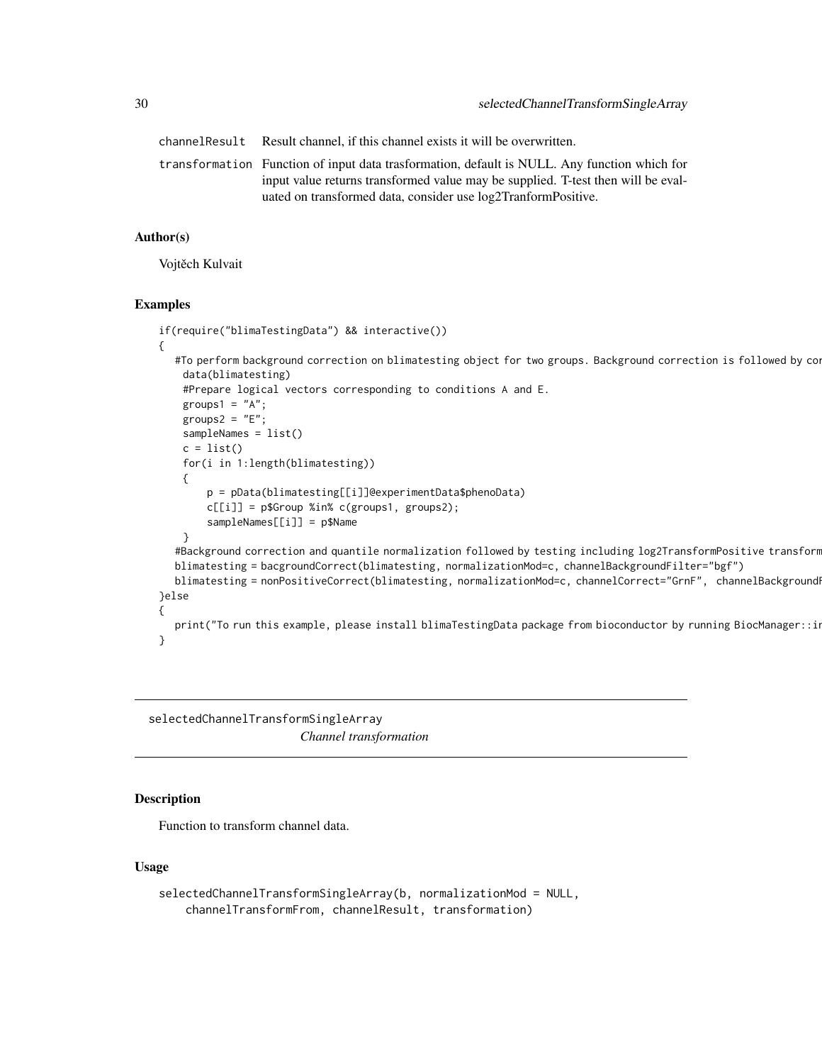| | |
|---|---|
| channelResult | Result channel, if this channel exists it will be overwritten. |
| transformation | Function of input data trasformation, default is NULL. Any function which for input value returns transformed value may be supplied. T-test then will be evaluated on transformed data, consider use log2TranformPositive. |

## Author(s)

Vojtěch Kulvait

## Examples

```
if(require("blimaTestingData") && interactive())
{
   #To perform background correction on blimatesting object for two groups. Background correction is followed by cor
    data(blimatesting)
    #Prepare logical vectors corresponding to conditions A and E.
    groups1 = "A";
    groups2 = "E";
    sampleNames = list()
    c = list()
    for(i in 1:length(blimatesting))
    {
        p = pData(blimatesting[[i]]@experimentData$phenoData)
        c[[i]] = p$Group %in% c(groups1, groups2);
        sampleNames[[i]] = p$Name
    }
   #Background correction and quantile normalization followed by testing including log2TransformPositive transform
   blimatesting = bacgroundCorrect(blimatesting, normalizationMod=c, channelBackgroundFilter="bgf")
   blimatesting = nonPositiveCorrect(blimatesting, normalizationMod=c, channelCorrect="GrnF",  channelBackgroundF
}else
{
   print("To run this example, please install blimaTestingData package from bioconductor by running BiocManager::in
}
```

---

# selectedChannelTransformSingleArray

*Channel transformation*

---

## Description

Function to transform channel data.

## Usage

```
selectedChannelTransformSingleArray(b, normalizationMod = NULL,
    channelTransformFrom, channelResult, transformation)
```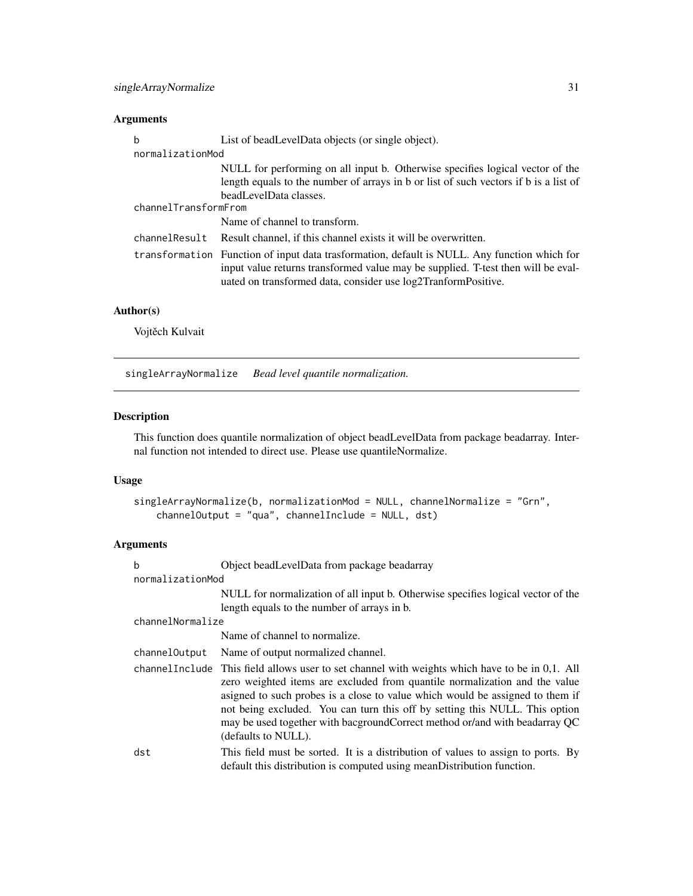## Arguments

| | |
|---|---|
| b | List of beadLevelData objects (or single object). |
| normalizationMod | NULL for performing on all input b. Otherwise specifies logical vector of the length equals to the number of arrays in b or list of such vectors if b is a list of beadLevelData classes. |
| channelTransformFrom | Name of channel to transform. |
| channelResult | Result channel, if this channel exists it will be overwritten. |
| transformation | Function of input data trasformation, default is NULL. Any function which for input value returns transformed value may be supplied. T-test then will be evaluated on transformed data, consider use log2TranformPositive. |

## Author(s)

Vojtěch Kulvait

---

# singleArrayNormalize *Bead level quantile normalization.*

## Description

This function does quantile normalization of object beadLevelData from package beadarray. Internal function not intended to direct use. Please use quantileNormalize.

## Usage

```
singleArrayNormalize(b, normalizationMod = NULL, channelNormalize = "Grn",
    channelOutput = "qua", channelInclude = NULL, dst)
```

## Arguments

| | |
|---|---|
| b | Object beadLevelData from package beadarray |
| normalizationMod | NULL for normalization of all input b. Otherwise specifies logical vector of the length equals to the number of arrays in b. |
| channelNormalize | Name of channel to normalize. |
| channelOutput | Name of output normalized channel. |
| channelInclude | This field allows user to set channel with weights which have to be in 0,1. All zero weighted items are excluded from quantile normalization and the value asigned to such probes is a close to value which would be assigned to them if not being excluded. You can turn this off by setting this NULL. This option may be used together with bacgroundCorrect method or/and with beadarray QC (defaults to NULL). |
| dst | This field must be sorted. It is a distribution of values to assign to ports. By default this distribution is computed using meanDistribution function. |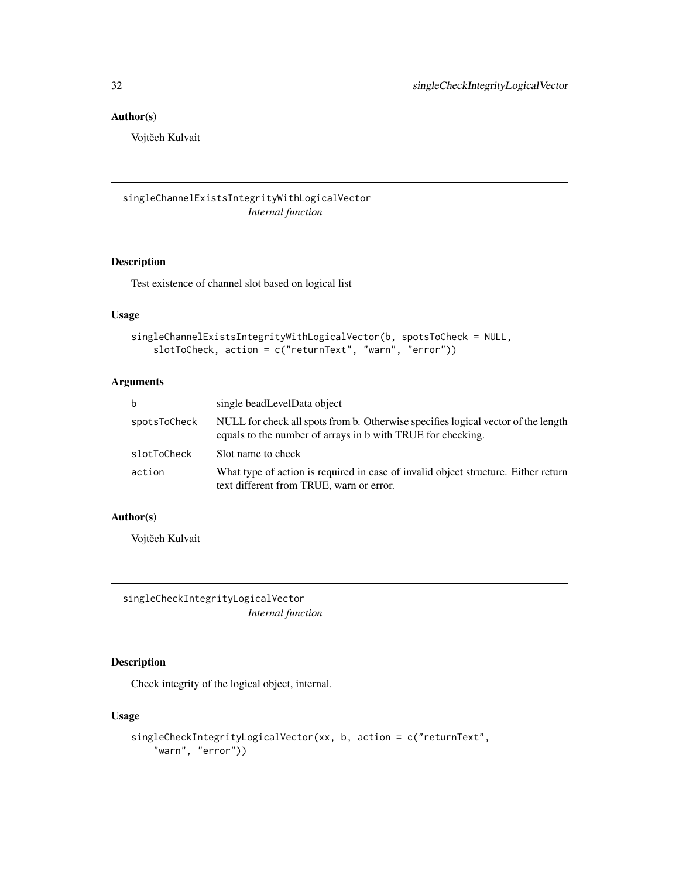### Author(s)

Vojtěch Kulvait

## singleChannelExistsIntegrityWithLogicalVector

*Internal function*

### Description

Test existence of channel slot based on logical list

### Usage

```
singleChannelExistsIntegrityWithLogicalVector(b, spotsToCheck = NULL,
    slotToCheck, action = c("returnText", "warn", "error"))
```

### Arguments

| | |
|---|---|
| b | single beadLevelData object |
| spotsToCheck | NULL for check all spots from b. Otherwise specifies logical vector of the length equals to the number of arrays in b with TRUE for checking. |
| slotToCheck | Slot name to check |
| action | What type of action is required in case of invalid object structure. Either return text different from TRUE, warn or error. |

### Author(s)

Vojtěch Kulvait

## singleCheckIntegrityLogicalVector

*Internal function*

### Description

Check integrity of the logical object, internal.

### Usage

```
singleCheckIntegrityLogicalVector(xx, b, action = c("returnText",
    "warn", "error"))
```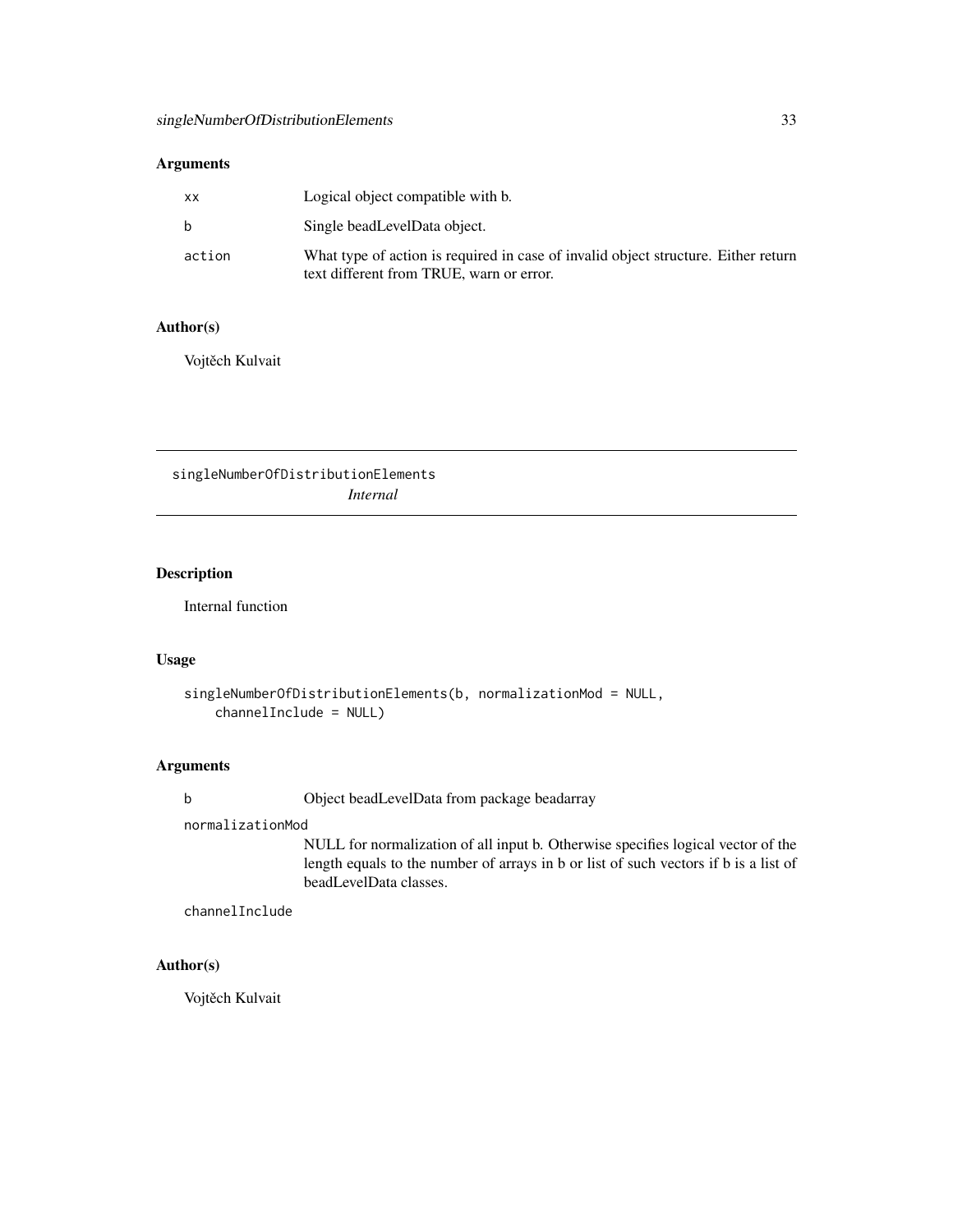## Arguments

| | |
|---|---|
| `xx` | Logical object compatible with b. |
| `b` | Single beadLevelData object. |
| `action` | What type of action is required in case of invalid object structure. Either return text different from TRUE, warn or error. |

## Author(s)

Vojtěch Kulvait

---

# singleNumberOfDistributionElements *Internal*

---

## Description

Internal function

## Usage

```
singleNumberOfDistributionElements(b, normalizationMod = NULL,
    channelInclude = NULL)
```

## Arguments

`b` Object beadLevelData from package beadarray

`normalizationMod`
NULL for normalization of all input b. Otherwise specifies logical vector of the length equals to the number of arrays in b or list of such vectors if b is a list of beadLevelData classes.

`channelInclude`

## Author(s)

Vojtěch Kulvait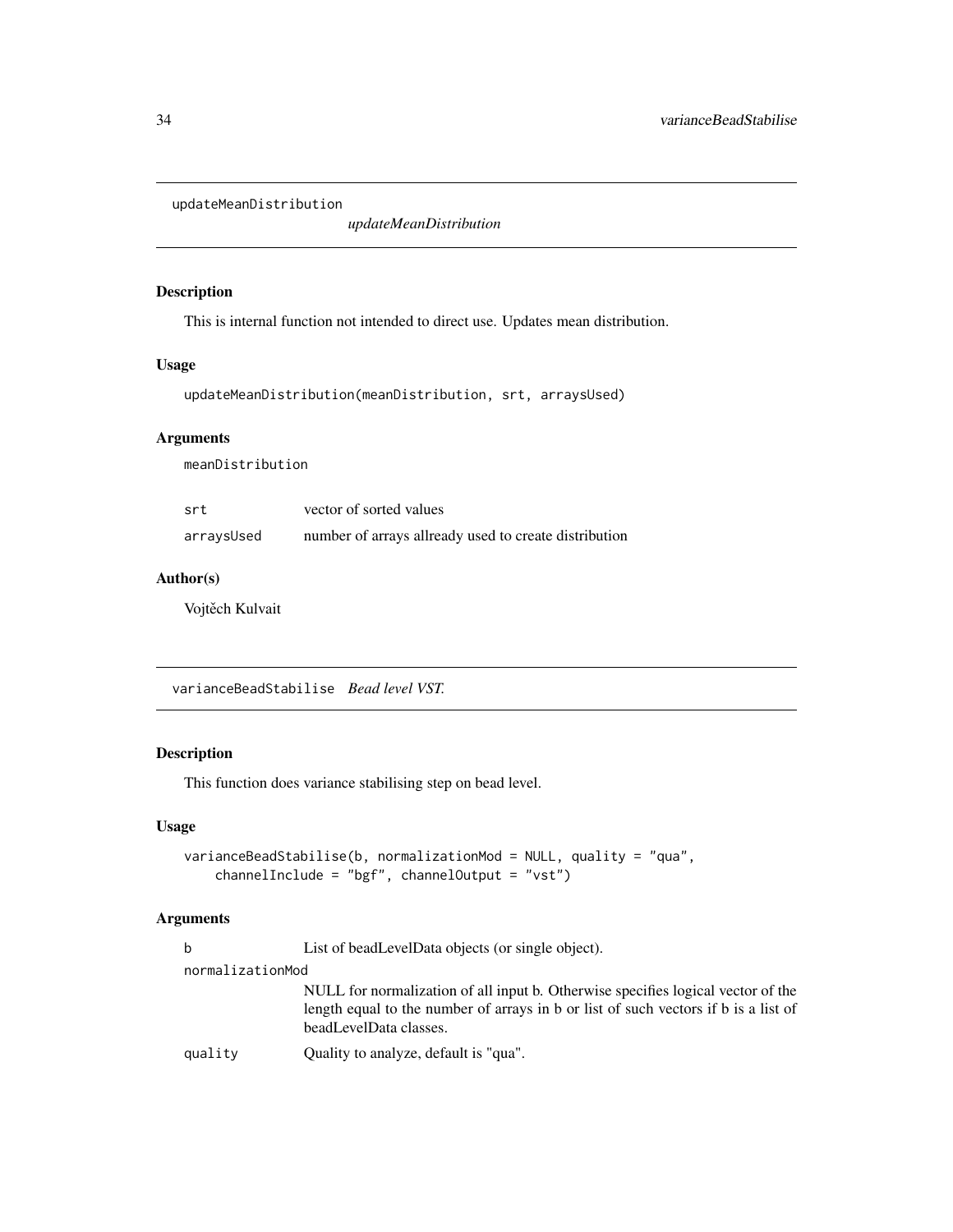## updateMeanDistribution *updateMeanDistribution*

### Description

This is internal function not intended to direct use. Updates mean distribution.

### Usage

```
updateMeanDistribution(meanDistribution, srt, arraysUsed)
```

### Arguments

| | |
|---|---|
| meanDistribution | |
| srt | vector of sorted values |
| arraysUsed | number of arrays allready used to create distribution |

### Author(s)

Vojtěch Kulvait

## varianceBeadStabilise *Bead level VST.*

### Description

This function does variance stabilising step on bead level.

### Usage

```
varianceBeadStabilise(b, normalizationMod = NULL, quality = "qua",
    channelInclude = "bgf", channelOutput = "vst")
```

### Arguments

| | |
|---|---|
| b | List of beadLevelData objects (or single object). |
| normalizationMod | NULL for normalization of all input b. Otherwise specifies logical vector of the length equal to the number of arrays in b or list of such vectors if b is a list of beadLevelData classes. |
| quality | Quality to analyze, default is "qua". |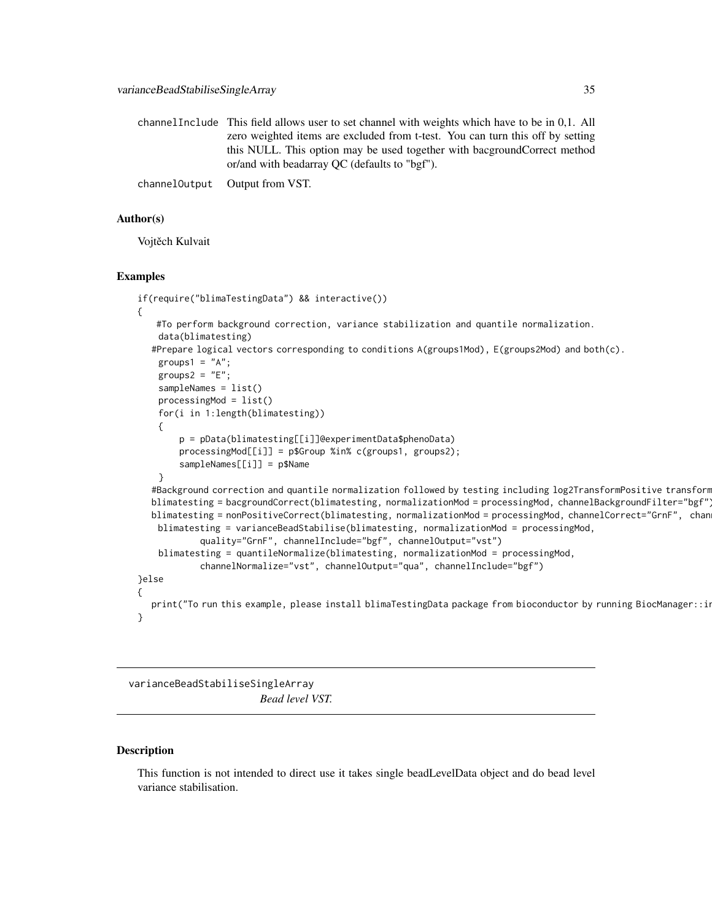channelInclude This field allows user to set channel with weights which have to be in 0,1. All zero weighted items are excluded from t-test. You can turn this off by setting this NULL. This option may be used together with bacgroundCorrect method or/and with beadarray QC (defaults to "bgf").

channelOutput Output from VST.

## Author(s)

Vojtěch Kulvait

## Examples

```
if(require("blimaTestingData") && interactive())
{
    #To perform background correction, variance stabilization and quantile normalization.
    data(blimatesting)
   #Prepare logical vectors corresponding to conditions A(groups1Mod), E(groups2Mod) and both(c).
    groups1 = "A";
    groups2 = "E";
    sampleNames = list()
    processingMod = list()
    for(i in 1:length(blimatesting))
    {
        p = pData(blimatesting[[i]]@experimentData$phenoData)
        processingMod[[i]] = p$Group %in% c(groups1, groups2);
        sampleNames[[i]] = p$Name
    }
   #Background correction and quantile normalization followed by testing including log2TransformPositive transform
   blimatesting = bacgroundCorrect(blimatesting, normalizationMod = processingMod, channelBackgroundFilter="bgf")
   blimatesting = nonPositiveCorrect(blimatesting, normalizationMod = processingMod, channelCorrect="GrnF",  chann
    blimatesting = varianceBeadStabilise(blimatesting, normalizationMod = processingMod,
            quality="GrnF", channelInclude="bgf", channelOutput="vst")
    blimatesting = quantileNormalize(blimatesting, normalizationMod = processingMod,
            channelNormalize="vst", channelOutput="qua", channelInclude="bgf")
}else
{
  print("To run this example, please install blimaTestingData package from bioconductor by running BiocManager::ir
}
```

---

# varianceBeadStabiliseSingleArray

*Bead level VST.*

---

## Description

This function is not intended to direct use it takes single beadLevelData object and do bead level variance stabilisation.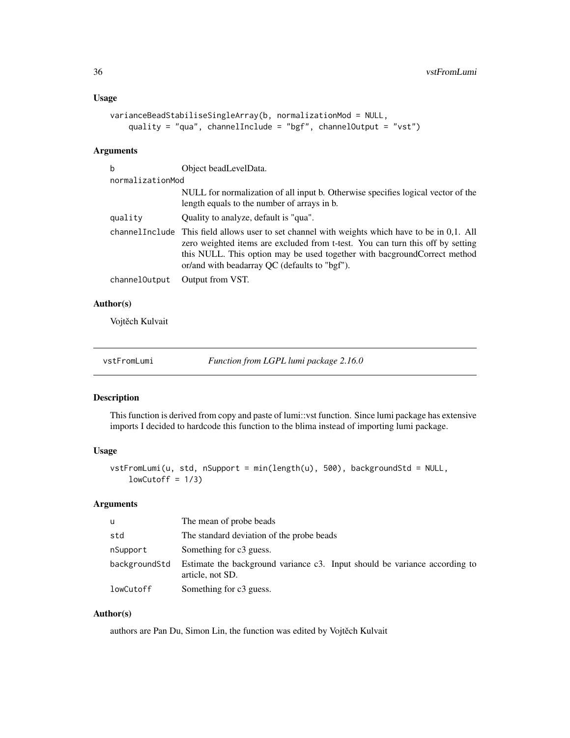### Usage

```
varianceBeadStabiliseSingleArray(b, normalizationMod = NULL,
    quality = "qua", channelInclude = "bgf", channelOutput = "vst")
```

### Arguments

| | |
|---|---|
| b | Object beadLevelData. |
| normalizationMod | NULL for normalization of all input b. Otherwise specifies logical vector of the length equals to the number of arrays in b. |
| quality | Quality to analyze, default is "qua". |
| channelInclude | This field allows user to set channel with weights which have to be in 0,1. All zero weighted items are excluded from t-test. You can turn this off by setting this NULL. This option may be used together with bacgroundCorrect method or/and with beadarray QC (defaults to "bgf"). |
| channelOutput | Output from VST. |

### Author(s)

Vojtěch Kulvait

---

## vstFromLumi — *Function from LGPL lumi package 2.16.0*

### Description

This function is derived from copy and paste of lumi::vst function. Since lumi package has extensive imports I decided to hardcode this function to the blima instead of importing lumi package.

### Usage

```
vstFromLumi(u, std, nSupport = min(length(u), 500), backgroundStd = NULL,
    lowCutoff = 1/3)
```

### Arguments

| | |
|---|---|
| u | The mean of probe beads |
| std | The standard deviation of the probe beads |
| nSupport | Something for c3 guess. |
| backgroundStd | Estimate the background variance c3. Input should be variance according to article, not SD. |
| lowCutoff | Something for c3 guess. |

### Author(s)

authors are Pan Du, Simon Lin, the function was edited by Vojtěch Kulvait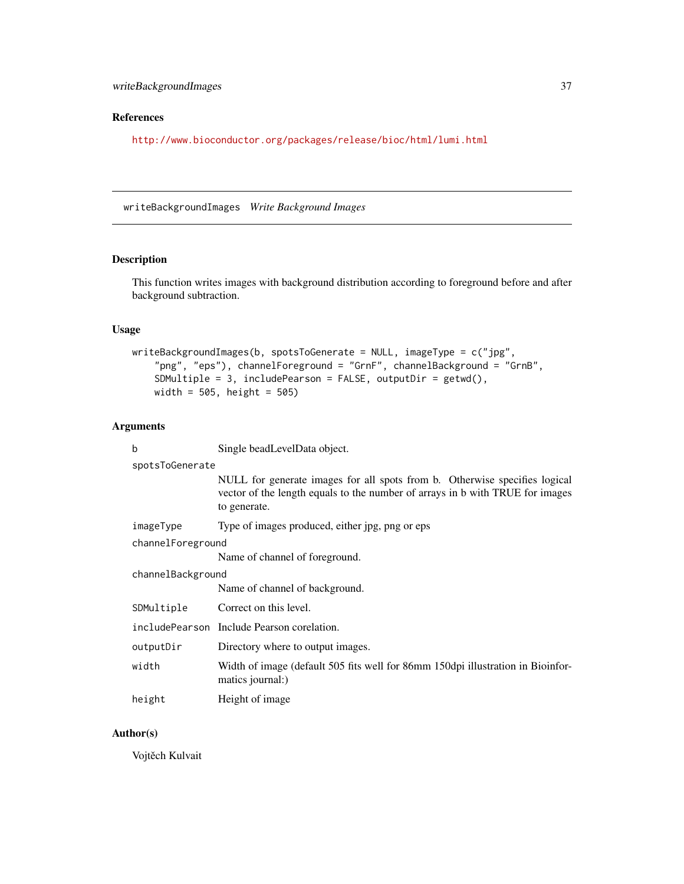## References

http://www.bioconductor.org/packages/release/bioc/html/lumi.html

---

# writeBackgroundImages *Write Background Images*

---

## Description

This function writes images with background distribution according to foreground before and after background subtraction.

## Usage

```
writeBackgroundImages(b, spotsToGenerate = NULL, imageType = c("jpg",
    "png", "eps"), channelForeground = "GrnF", channelBackground = "GrnB",
    SDMultiple = 3, includePearson = FALSE, outputDir = getwd(),
    width = 505, height = 505)
```

## Arguments

| | |
|---|---|
| `b` | Single beadLevelData object. |
| `spotsToGenerate` | NULL for generate images for all spots from b. Otherwise specifies logical vector of the length equals to the number of arrays in b with TRUE for images to generate. |
| `imageType` | Type of images produced, either jpg, png or eps |
| `channelForeground` | Name of channel of foreground. |
| `channelBackground` | Name of channel of background. |
| `SDMultiple` | Correct on this level. |
| `includePearson` | Include Pearson corelation. |
| `outputDir` | Directory where to output images. |
| `width` | Width of image (default 505 fits well for 86mm 150dpi illustration in Bioinformatics journal:) |
| `height` | Height of image |

## Author(s)

Vojtěch Kulvait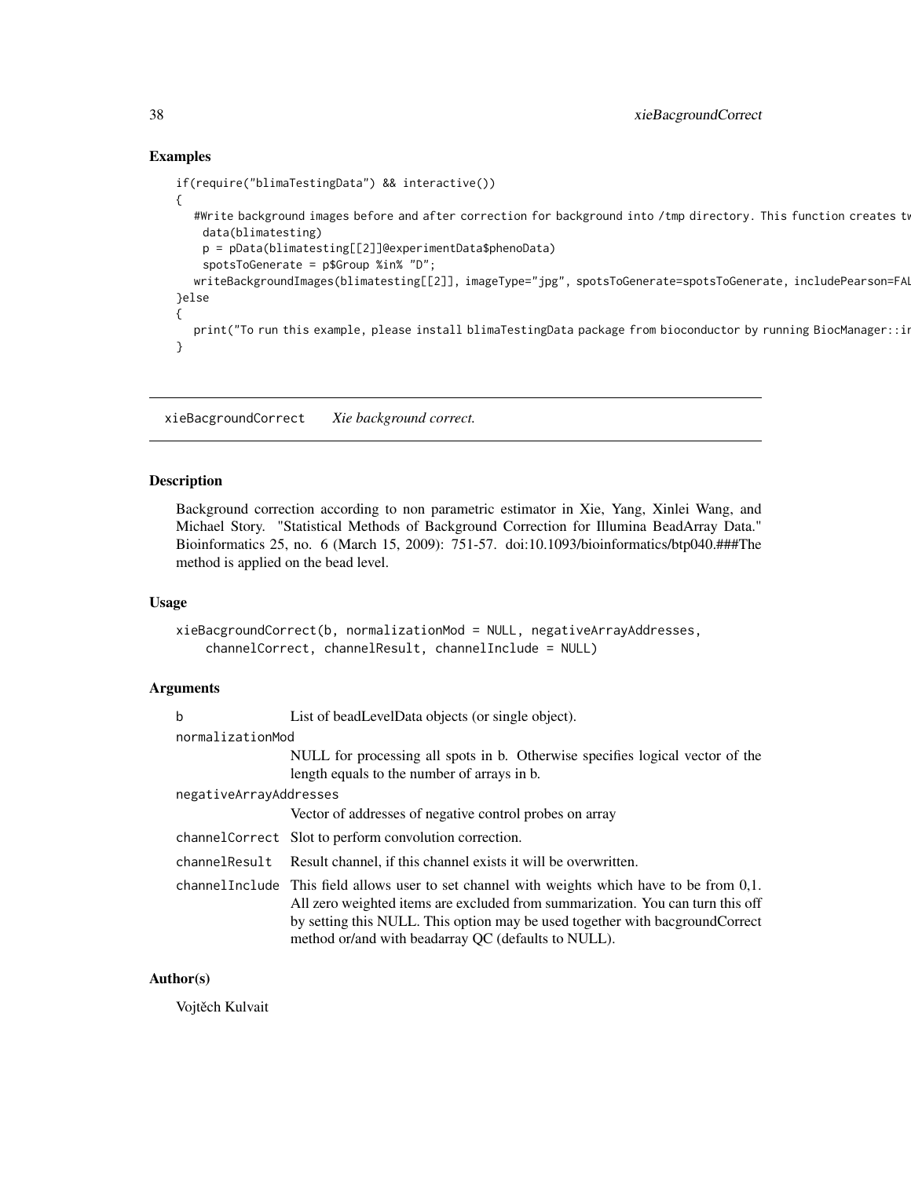## Examples

```
if(require("blimaTestingData") && interactive())
{
   #Write background images before and after correction for background into /tmp directory. This function creates tw
    data(blimatesting)
    p = pData(blimatesting[[2]]@experimentData$phenoData)
    spotsToGenerate = p$Group %in% "D";
   writeBackgroundImages(blimatesting[[2]], imageType="jpg", spotsToGenerate=spotsToGenerate, includePearson=FAL
}else
{
   print("To run this example, please install blimaTestingData package from bioconductor by running BiocManager::ir
}
```

---

# xieBacgroundCorrect    *Xie background correct.*

---

## Description

Background correction according to non parametric estimator in Xie, Yang, Xinlei Wang, and Michael Story. "Statistical Methods of Background Correction for Illumina BeadArray Data." Bioinformatics 25, no. 6 (March 15, 2009): 751-57. doi:10.1093/bioinformatics/btp040.###The method is applied on the bead level.

## Usage

```
xieBacgroundCorrect(b, normalizationMod = NULL, negativeArrayAddresses,
    channelCorrect, channelResult, channelInclude = NULL)
```

## Arguments

| | |
|---|---|
| b | List of beadLevelData objects (or single object). |
| normalizationMod | NULL for processing all spots in b. Otherwise specifies logical vector of the length equals to the number of arrays in b. |
| negativeArrayAddresses | Vector of addresses of negative control probes on array |
| channelCorrect | Slot to perform convolution correction. |
| channelResult | Result channel, if this channel exists it will be overwritten. |
| channelInclude | This field allows user to set channel with weights which have to be from 0,1. All zero weighted items are excluded from summarization. You can turn this off by setting this NULL. This option may be used together with bacgroundCorrect method or/and with beadarray QC (defaults to NULL). |

## Author(s)

Vojtěch Kulvait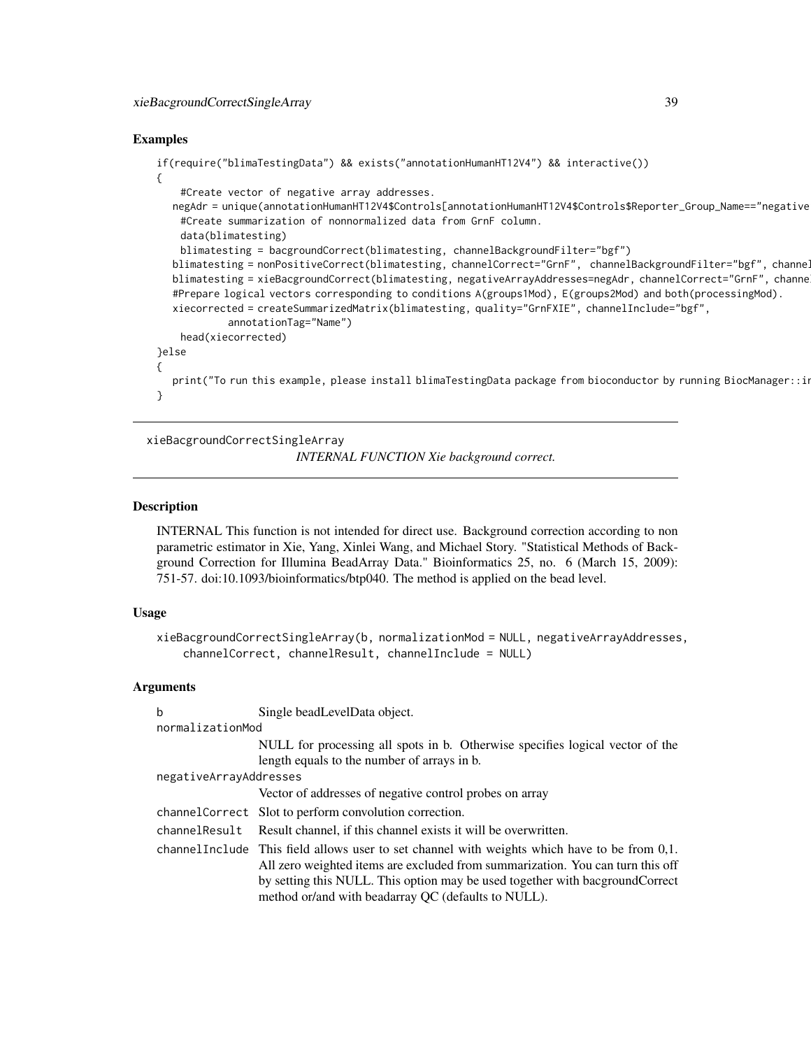## Examples

```
if(require("blimaTestingData") && exists("annotationHumanHT12V4") && interactive())
{
    #Create vector of negative array addresses.
   negAdr = unique(annotationHumanHT12V4$Controls[annotationHumanHT12V4$Controls$Reporter_Group_Name=="negative
    #Create summarization of nonnormalized data from GrnF column.
    data(blimatesting)
    blimatesting = bacgroundCorrect(blimatesting, channelBackgroundFilter="bgf")
   blimatesting = nonPositiveCorrect(blimatesting, channelCorrect="GrnF", channelBackgroundFilter="bgf", channel
   blimatesting = xieBacgroundCorrect(blimatesting, negativeArrayAddresses=negAdr, channelCorrect="GrnF", channe
   #Prepare logical vectors corresponding to conditions A(groups1Mod), E(groups2Mod) and both(processingMod).
   xiecorrected = createSummarizedMatrix(blimatesting, quality="GrnFXIE", channelInclude="bgf",
           annotationTag="Name")
    head(xiecorrected)
}else
{
   print("To run this example, please install blimaTestingData package from bioconductor by running BiocManager::i
}
```

---

`xieBacgroundCorrectSingleArray` *INTERNAL FUNCTION Xie background correct.*

---

## Description

INTERNAL This function is not intended for direct use. Background correction according to non parametric estimator in Xie, Yang, Xinlei Wang, and Michael Story. "Statistical Methods of Background Correction for Illumina BeadArray Data." Bioinformatics 25, no. 6 (March 15, 2009): 751-57. doi:10.1093/bioinformatics/btp040. The method is applied on the bead level.

## Usage

```
xieBacgroundCorrectSingleArray(b, normalizationMod = NULL, negativeArrayAddresses,
    channelCorrect, channelResult, channelInclude = NULL)
```

## Arguments

| | |
|---|---|
| `b` | Single beadLevelData object. |
| `normalizationMod` | NULL for processing all spots in b. Otherwise specifies logical vector of the length equals to the number of arrays in b. |
| `negativeArrayAddresses` | Vector of addresses of negative control probes on array |
| `channelCorrect` | Slot to perform convolution correction. |
| `channelResult` | Result channel, if this channel exists it will be overwritten. |
| `channelInclude` | This field allows user to set channel with weights which have to be from 0,1. All zero weighted items are excluded from summarization. You can turn this off by setting this NULL. This option may be used together with bacgroundCorrect method or/and with beadarray QC (defaults to NULL). |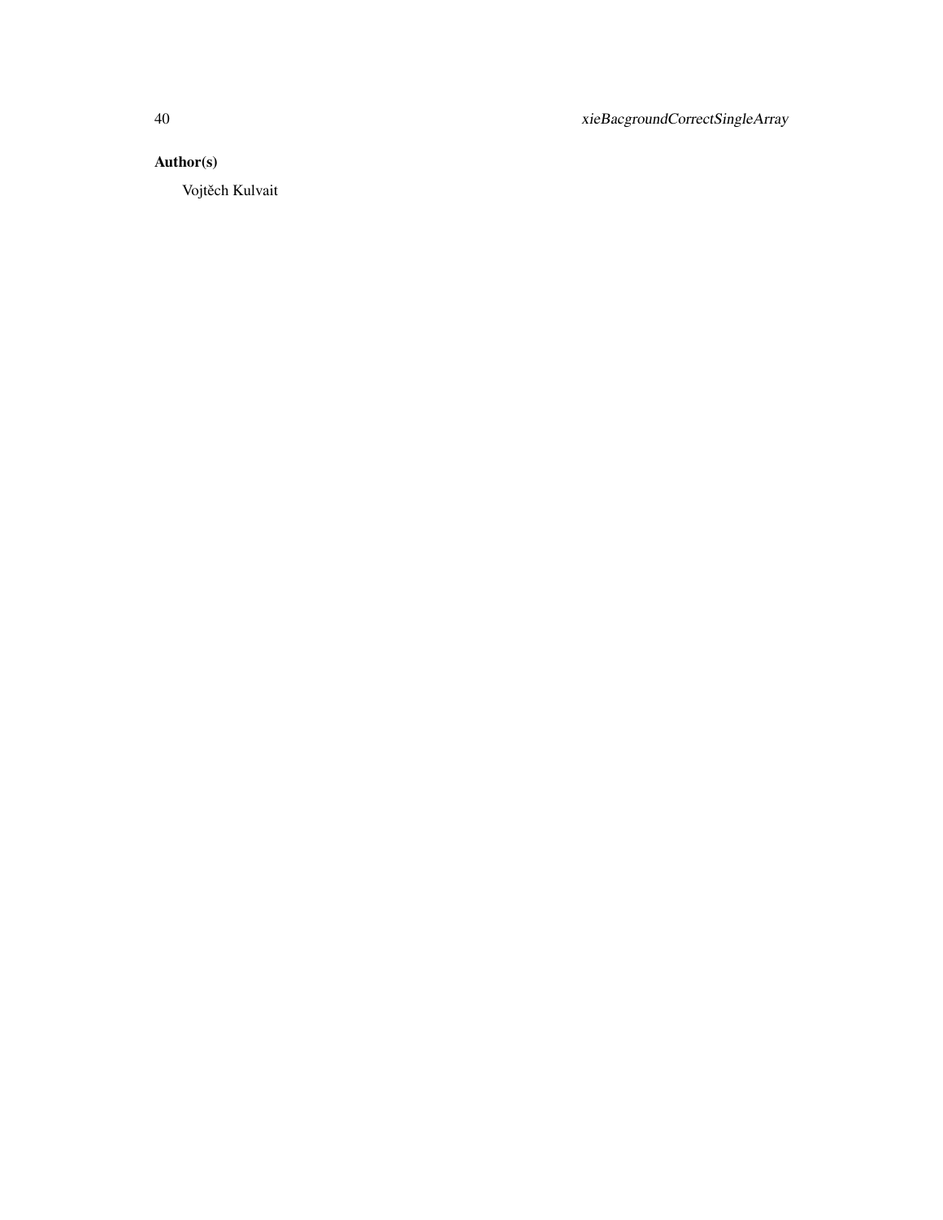### Author(s)

Vojtěch Kulvait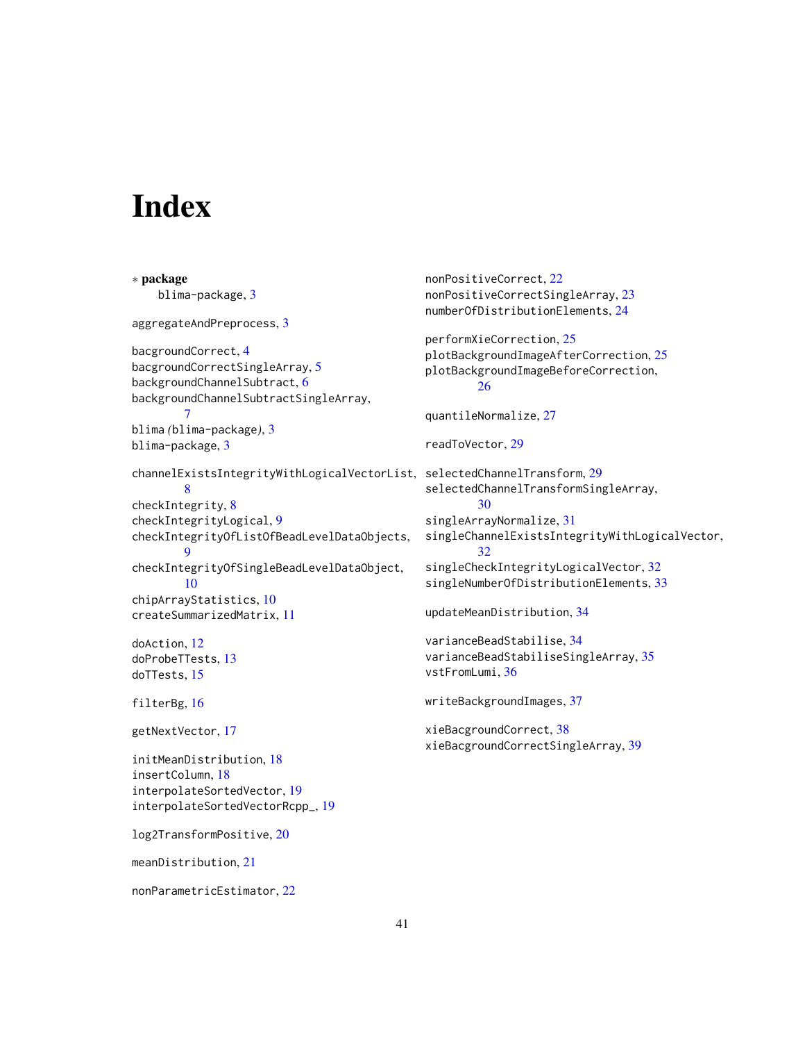# Index

∗ **package**
  blima-package, 3

aggregateAndPreprocess, 3

bacgroundCorrect, 4
bacgroundCorrectSingleArray, 5
backgroundChannelSubtract, 6
backgroundChannelSubtractSingleArray, 7
blima *(*blima-package*)*, 3
blima-package, 3

channelExistsIntegrityWithLogicalVectorList, 8
checkIntegrity, 8
checkIntegrityLogical, 9
checkIntegrityOfListOfBeadLevelDataObjects, 9
checkIntegrityOfSingleBeadLevelDataObject, 10
chipArrayStatistics, 10
createSummarizedMatrix, 11

doAction, 12
doProbeTTests, 13
doTTests, 15

filterBg, 16

getNextVector, 17

initMeanDistribution, 18
insertColumn, 18
interpolateSortedVector, 19
interpolateSortedVectorRcpp_, 19

log2TransformPositive, 20

meanDistribution, 21

nonParametricEstimator, 22
nonPositiveCorrect, 22
nonPositiveCorrectSingleArray, 23
numberOfDistributionElements, 24

performXieCorrection, 25
plotBackgroundImageAfterCorrection, 25
plotBackgroundImageBeforeCorrection, 26

quantileNormalize, 27

readToVector, 29

selectedChannelTransform, 29
selectedChannelTransformSingleArray, 30
singleArrayNormalize, 31
singleChannelExistsIntegrityWithLogicalVector, 32
singleCheckIntegrityLogicalVector, 32
singleNumberOfDistributionElements, 33

updateMeanDistribution, 34

varianceBeadStabilise, 34
varianceBeadStabiliseSingleArray, 35
vstFromLumi, 36

writeBackgroundImages, 37

xieBacgroundCorrect, 38
xieBacgroundCorrectSingleArray, 39